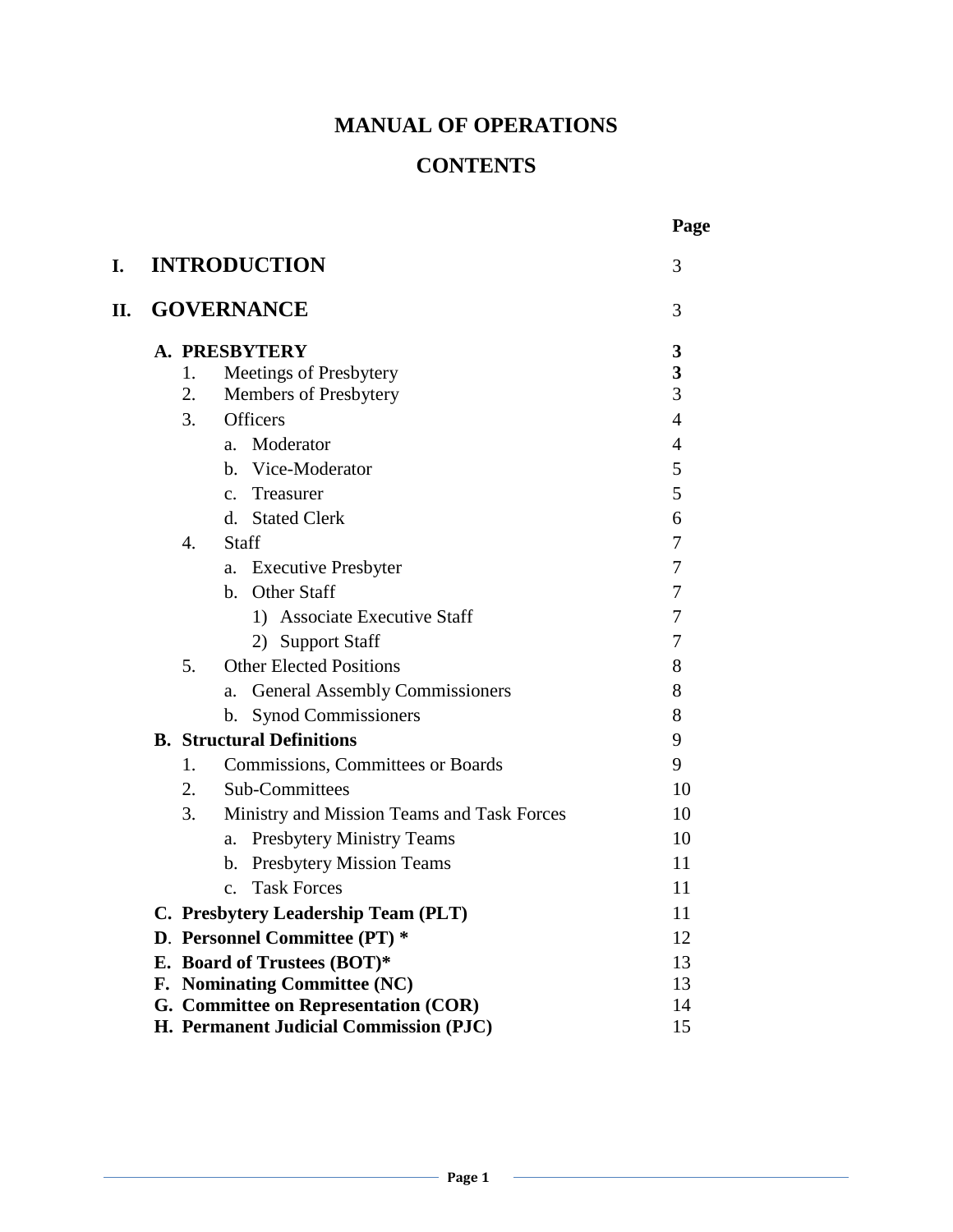# MANUAL OF OPERATIONS

## CONTENTS

| | | Page |
|---|---|---|
| **I.** | **INTRODUCTION** | 3 |
| **II.** | **GOVERNANCE** | 3 |
| | **A. PRESBYTERY** | **3** |
| | 1. Meetings of Presbytery | **3** |
| | 2. Members of Presbytery | 3 |
| | 3. Officers | 4 |
| | a. Moderator | 4 |
| | b. Vice-Moderator | 5 |
| | c. Treasurer | 5 |
| | d. Stated Clerk | 6 |
| | 4. Staff | 7 |
| | a. Executive Presbyter | 7 |
| | b. Other Staff | 7 |
| | 1) Associate Executive Staff | 7 |
| | 2) Support Staff | 7 |
| | 5. Other Elected Positions | 8 |
| | a. General Assembly Commissioners | 8 |
| | b. Synod Commissioners | 8 |
| | **B. Structural Definitions** | 9 |
| | 1. Commissions, Committees or Boards | 9 |
| | 2. Sub-Committees | 10 |
| | 3. Ministry and Mission Teams and Task Forces | 10 |
| | a. Presbytery Ministry Teams | 10 |
| | b. Presbytery Mission Teams | 11 |
| | c. Task Forces | 11 |
| | **C. Presbytery Leadership Team (PLT)** | 11 |
| | **D. Personnel Committee (PT) *** | 12 |
| | **E. Board of Trustees (BOT)*** | 13 |
| | **F. Nominating Committee (NC)** | 13 |
| | **G. Committee on Representation (COR)** | 14 |
| | **H. Permanent Judicial Commission (PJC)** | 15 |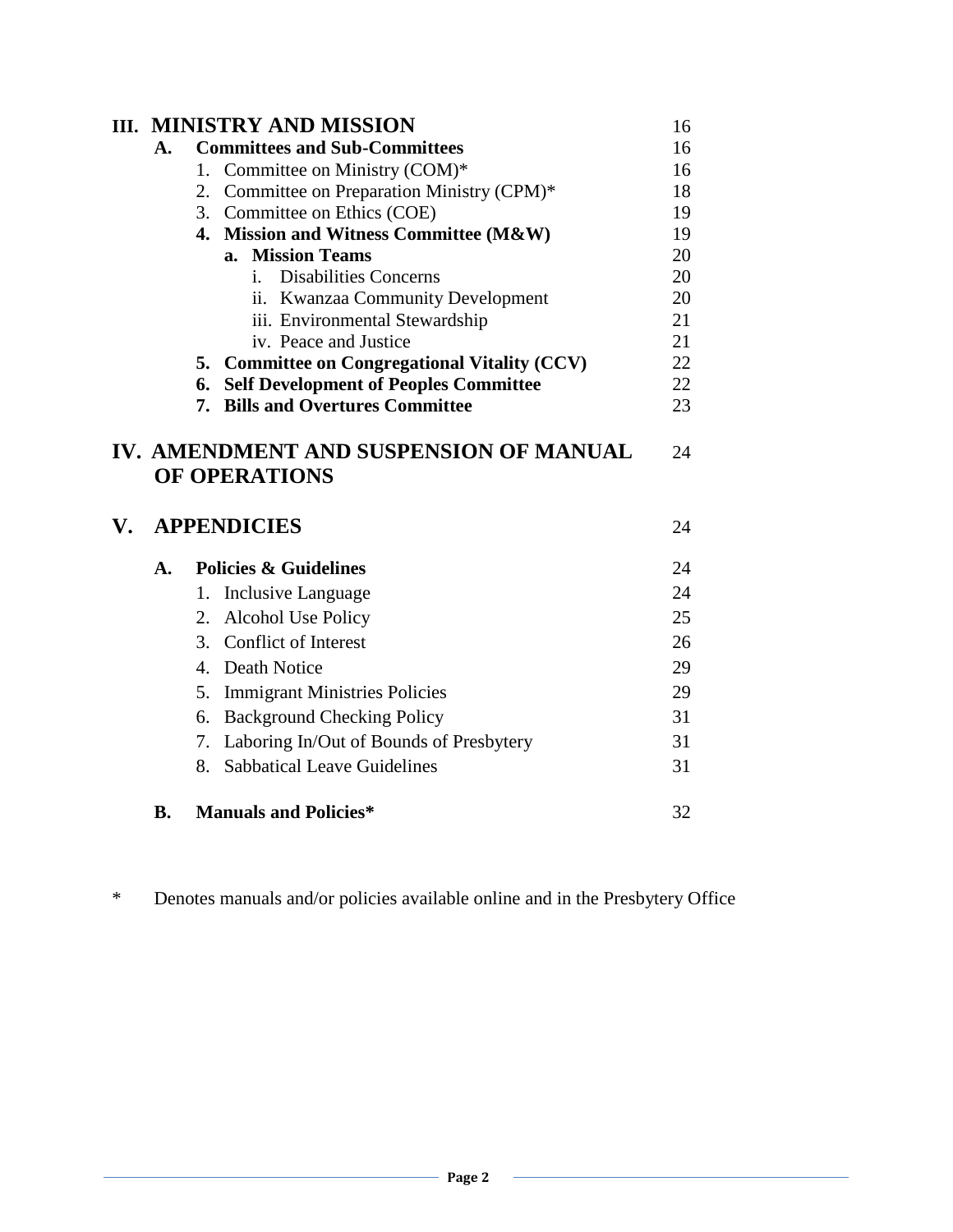| | | |
|---|---|---|
| **III. MINISTRY AND MISSION** | | 16 |
| | **A. Committees and Sub-Committees** | 16 |
| | 1. Committee on Ministry (COM)* | 16 |
| | 2. Committee on Preparation Ministry (CPM)* | 18 |
| | 3. Committee on Ethics (COE) | 19 |
| | **4. Mission and Witness Committee (M&W)** | 19 |
| | **a. Mission Teams** | 20 |
| | i. Disabilities Concerns | 20 |
| | ii. Kwanzaa Community Development | 20 |
| | iii. Environmental Stewardship | 21 |
| | iv. Peace and Justice | 21 |
| | **5. Committee on Congregational Vitality (CCV)** | 22 |
| | **6. Self Development of Peoples Committee** | 22 |
| | **7. Bills and Overtures Committee** | 23 |
| **IV. AMENDMENT AND SUSPENSION OF MANUAL OF OPERATIONS** | | 24 |
| **V. APPENDICIES** | | 24 |
| | **A. Policies & Guidelines** | 24 |
| | 1. Inclusive Language | 24 |
| | 2. Alcohol Use Policy | 25 |
| | 3. Conflict of Interest | 26 |
| | 4. Death Notice | 29 |
| | 5. Immigrant Ministries Policies | 29 |
| | 6. Background Checking Policy | 31 |
| | 7. Laboring In/Out of Bounds of Presbytery | 31 |
| | 8. Sabbatical Leave Guidelines | 31 |
| | **B. Manuals and Policies*** | 32 |

\* Denotes manuals and/or policies available online and in the Presbytery Office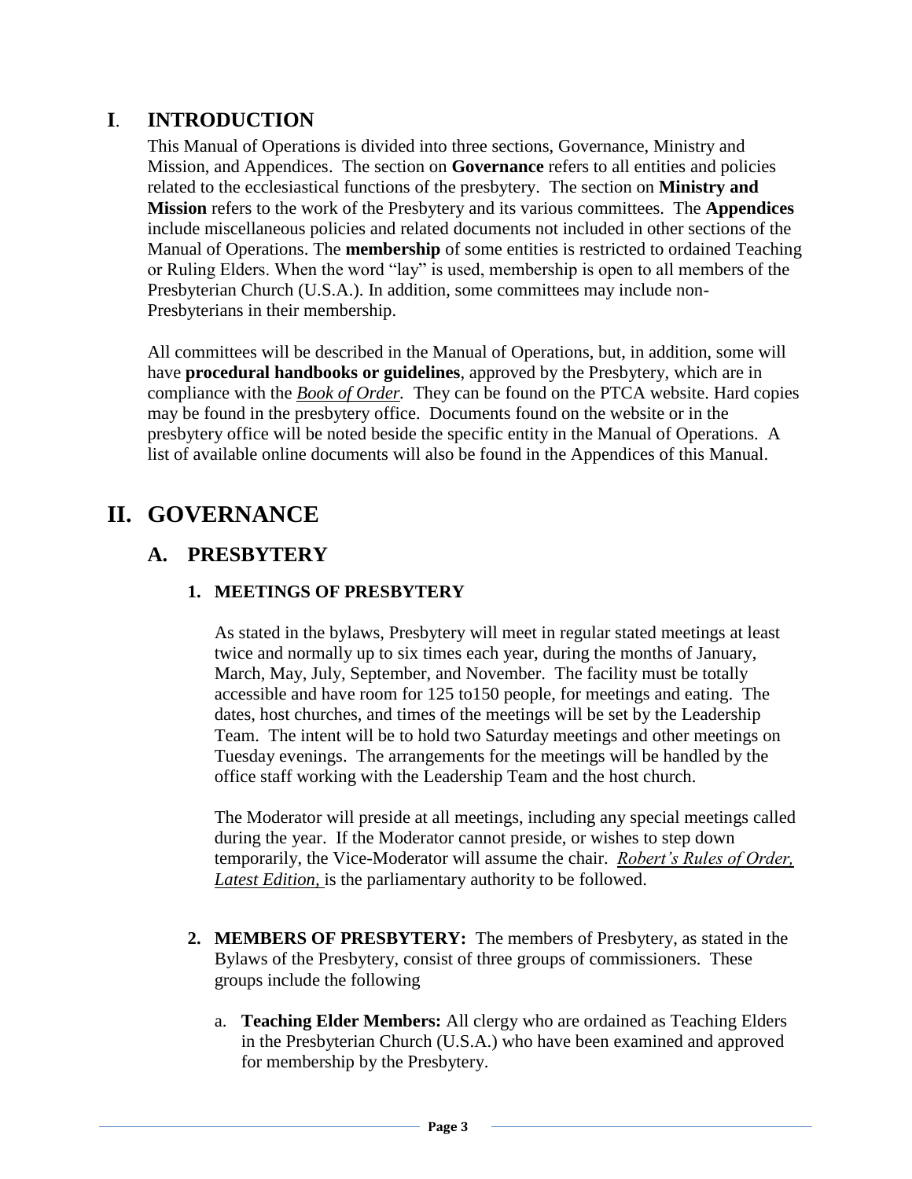# I. INTRODUCTION

This Manual of Operations is divided into three sections, Governance, Ministry and Mission, and Appendices. The section on **Governance** refers to all entities and policies related to the ecclesiastical functions of the presbytery. The section on **Ministry and Mission** refers to the work of the Presbytery and its various committees. The **Appendices** include miscellaneous policies and related documents not included in other sections of the Manual of Operations. The **membership** of some entities is restricted to ordained Teaching or Ruling Elders. When the word "lay" is used, membership is open to all members of the Presbyterian Church (U.S.A.). In addition, some committees may include non-Presbyterians in their membership.

All committees will be described in the Manual of Operations, but, in addition, some will have **procedural handbooks or guidelines**, approved by the Presbytery, which are in compliance with the ***Book of Order.*** They can be found on the PTCA website. Hard copies may be found in the presbytery office. Documents found on the website or in the presbytery office will be noted beside the specific entity in the Manual of Operations. A list of available online documents will also be found in the Appendices of this Manual.

# II. GOVERNANCE

## A. PRESBYTERY

### 1. MEETINGS OF PRESBYTERY

As stated in the bylaws, Presbytery will meet in regular stated meetings at least twice and normally up to six times each year, during the months of January, March, May, July, September, and November. The facility must be totally accessible and have room for 125 to150 people, for meetings and eating. The dates, host churches, and times of the meetings will be set by the Leadership Team. The intent will be to hold two Saturday meetings and other meetings on Tuesday evenings. The arrangements for the meetings will be handled by the office staff working with the Leadership Team and the host church.

The Moderator will preside at all meetings, including any special meetings called during the year. If the Moderator cannot preside, or wishes to step down temporarily, the Vice-Moderator will assume the chair. ***Robert's Rules of Order, Latest Edition,*** is the parliamentary authority to be followed.

### 2. MEMBERS OF PRESBYTERY:

The members of Presbytery, as stated in the Bylaws of the Presbytery, consist of three groups of commissioners. These groups include the following

a. **Teaching Elder Members:** All clergy who are ordained as Teaching Elders in the Presbyterian Church (U.S.A.) who have been examined and approved for membership by the Presbytery.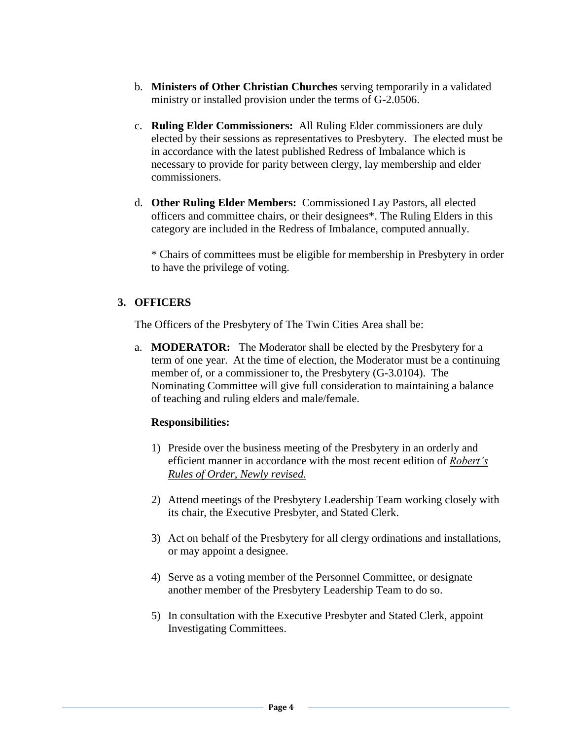b. **Ministers of Other Christian Churches** serving temporarily in a validated ministry or installed provision under the terms of G-2.0506.

c. **Ruling Elder Commissioners:** All Ruling Elder commissioners are duly elected by their sessions as representatives to Presbytery. The elected must be in accordance with the latest published Redress of Imbalance which is necessary to provide for parity between clergy, lay membership and elder commissioners.

d. **Other Ruling Elder Members:** Commissioned Lay Pastors, all elected officers and committee chairs, or their designees*. The Ruling Elders in this category are included in the Redress of Imbalance, computed annually.

   * Chairs of committees must be eligible for membership in Presbytery in order to have the privilege of voting.

## 3. OFFICERS

The Officers of the Presbytery of The Twin Cities Area shall be:

a. **MODERATOR:** The Moderator shall be elected by the Presbytery for a term of one year. At the time of election, the Moderator must be a continuing member of, or a commissioner to, the Presbytery (G-3.0104). The Nominating Committee will give full consideration to maintaining a balance of teaching and ruling elders and male/female.

   **Responsibilities:**

   1) Preside over the business meeting of the Presbytery in an orderly and efficient manner in accordance with the most recent edition of *Robert's Rules of Order, Newly revised.*

   2) Attend meetings of the Presbytery Leadership Team working closely with its chair, the Executive Presbyter, and Stated Clerk.

   3) Act on behalf of the Presbytery for all clergy ordinations and installations, or may appoint a designee.

   4) Serve as a voting member of the Personnel Committee, or designate another member of the Presbytery Leadership Team to do so.

   5) In consultation with the Executive Presbyter and Stated Clerk, appoint Investigating Committees.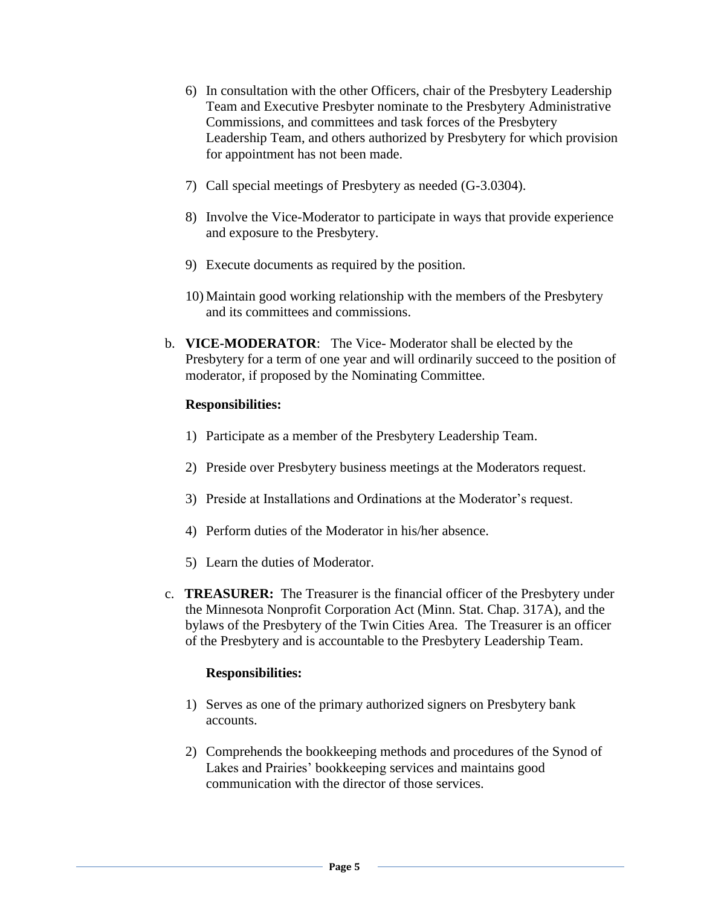6) In consultation with the other Officers, chair of the Presbytery Leadership Team and Executive Presbyter nominate to the Presbytery Administrative Commissions, and committees and task forces of the Presbytery Leadership Team, and others authorized by Presbytery for which provision for appointment has not been made.

7) Call special meetings of Presbytery as needed (G-3.0304).

8) Involve the Vice-Moderator to participate in ways that provide experience and exposure to the Presbytery.

9) Execute documents as required by the position.

10) Maintain good working relationship with the members of the Presbytery and its committees and commissions.

b. **VICE-MODERATOR**: The Vice- Moderator shall be elected by the Presbytery for a term of one year and will ordinarily succeed to the position of moderator, if proposed by the Nominating Committee.

**Responsibilities:**

1) Participate as a member of the Presbytery Leadership Team.

2) Preside over Presbytery business meetings at the Moderators request.

3) Preside at Installations and Ordinations at the Moderator's request.

4) Perform duties of the Moderator in his/her absence.

5) Learn the duties of Moderator.

c. **TREASURER:** The Treasurer is the financial officer of the Presbytery under the Minnesota Nonprofit Corporation Act (Minn. Stat. Chap. 317A), and the bylaws of the Presbytery of the Twin Cities Area. The Treasurer is an officer of the Presbytery and is accountable to the Presbytery Leadership Team.

**Responsibilities:**

1) Serves as one of the primary authorized signers on Presbytery bank accounts.

2) Comprehends the bookkeeping methods and procedures of the Synod of Lakes and Prairies' bookkeeping services and maintains good communication with the director of those services.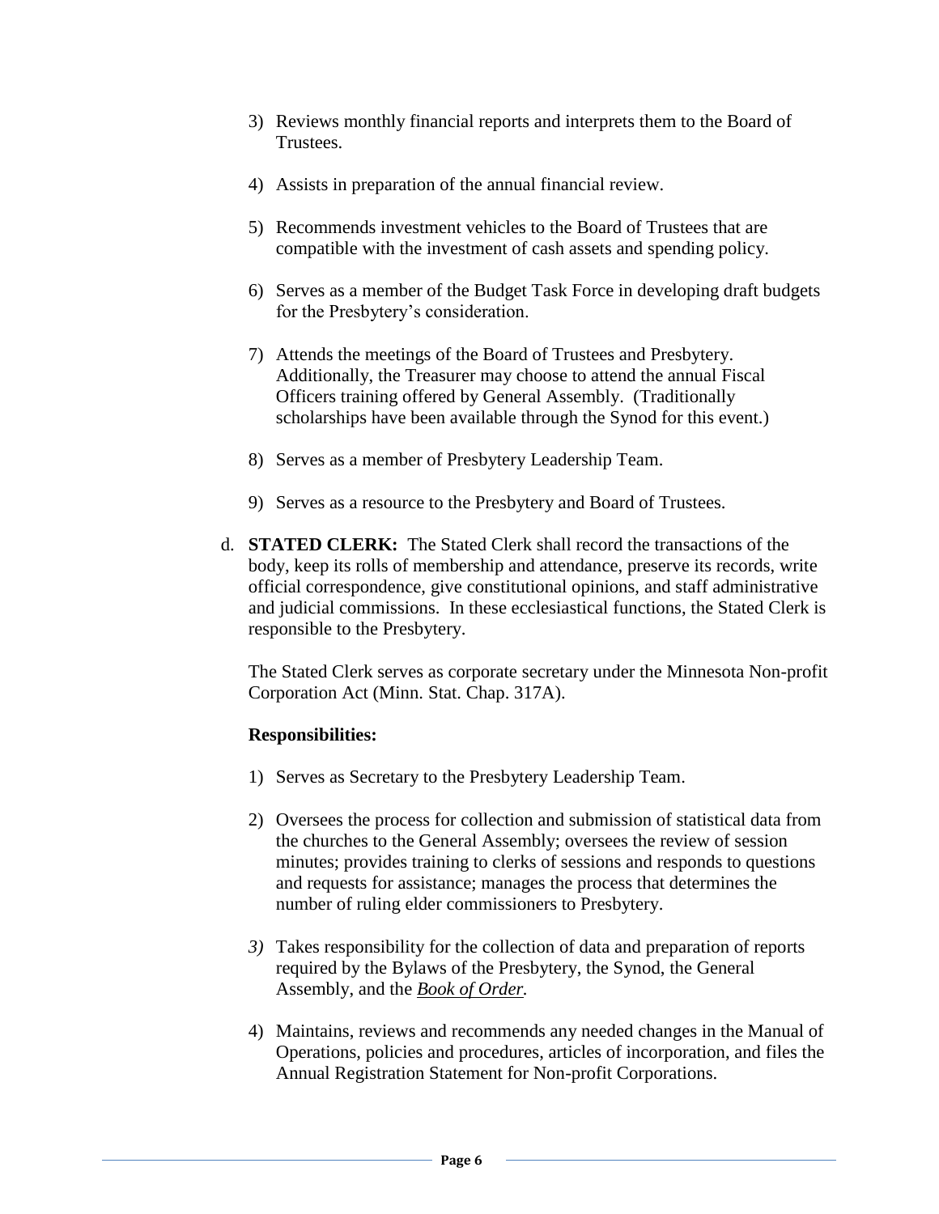3) Reviews monthly financial reports and interprets them to the Board of Trustees.

4) Assists in preparation of the annual financial review.

5) Recommends investment vehicles to the Board of Trustees that are compatible with the investment of cash assets and spending policy.

6) Serves as a member of the Budget Task Force in developing draft budgets for the Presbytery's consideration.

7) Attends the meetings of the Board of Trustees and Presbytery. Additionally, the Treasurer may choose to attend the annual Fiscal Officers training offered by General Assembly. (Traditionally scholarships have been available through the Synod for this event.)

8) Serves as a member of Presbytery Leadership Team.

9) Serves as a resource to the Presbytery and Board of Trustees.

d. **STATED CLERK:** The Stated Clerk shall record the transactions of the body, keep its rolls of membership and attendance, preserve its records, write official correspondence, give constitutional opinions, and staff administrative and judicial commissions. In these ecclesiastical functions, the Stated Clerk is responsible to the Presbytery.

The Stated Clerk serves as corporate secretary under the Minnesota Non-profit Corporation Act (Minn. Stat. Chap. 317A).

**Responsibilities:**

1) Serves as Secretary to the Presbytery Leadership Team.

2) Oversees the process for collection and submission of statistical data from the churches to the General Assembly; oversees the review of session minutes; provides training to clerks of sessions and responds to questions and requests for assistance; manages the process that determines the number of ruling elder commissioners to Presbytery.

*3)* Takes responsibility for the collection of data and preparation of reports required by the Bylaws of the Presbytery, the Synod, the General Assembly, and the ***Book of Order***.

4) Maintains, reviews and recommends any needed changes in the Manual of Operations, policies and procedures, articles of incorporation, and files the Annual Registration Statement for Non-profit Corporations.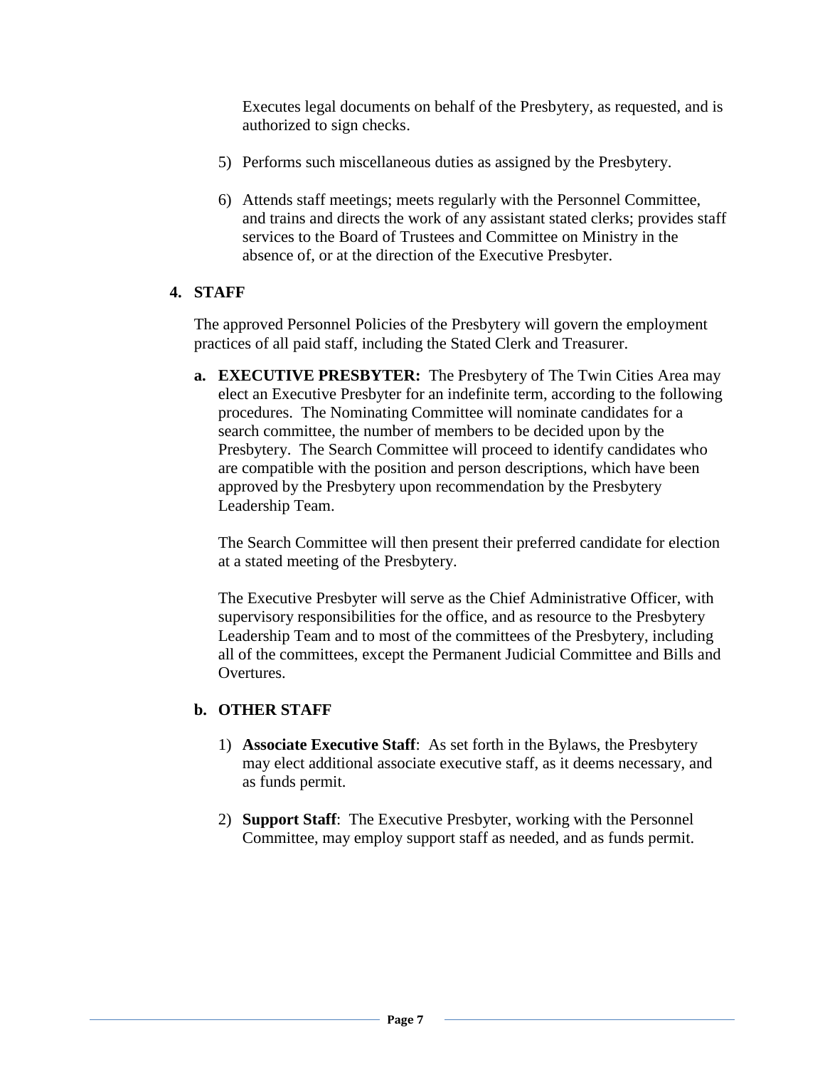Executes legal documents on behalf of the Presbytery, as requested, and is authorized to sign checks.

5) Performs such miscellaneous duties as assigned by the Presbytery.

6) Attends staff meetings; meets regularly with the Personnel Committee, and trains and directs the work of any assistant stated clerks; provides staff services to the Board of Trustees and Committee on Ministry in the absence of, or at the direction of the Executive Presbyter.

## 4. STAFF

The approved Personnel Policies of the Presbytery will govern the employment practices of all paid staff, including the Stated Clerk and Treasurer.

**a. EXECUTIVE PRESBYTER:** The Presbytery of The Twin Cities Area may elect an Executive Presbyter for an indefinite term, according to the following procedures. The Nominating Committee will nominate candidates for a search committee, the number of members to be decided upon by the Presbytery. The Search Committee will proceed to identify candidates who are compatible with the position and person descriptions, which have been approved by the Presbytery upon recommendation by the Presbytery Leadership Team.

The Search Committee will then present their preferred candidate for election at a stated meeting of the Presbytery.

The Executive Presbyter will serve as the Chief Administrative Officer, with supervisory responsibilities for the office, and as resource to the Presbytery Leadership Team and to most of the committees of the Presbytery, including all of the committees, except the Permanent Judicial Committee and Bills and Overtures.

**b. OTHER STAFF**

1) **Associate Executive Staff**: As set forth in the Bylaws, the Presbytery may elect additional associate executive staff, as it deems necessary, and as funds permit.

2) **Support Staff**: The Executive Presbyter, working with the Personnel Committee, may employ support staff as needed, and as funds permit.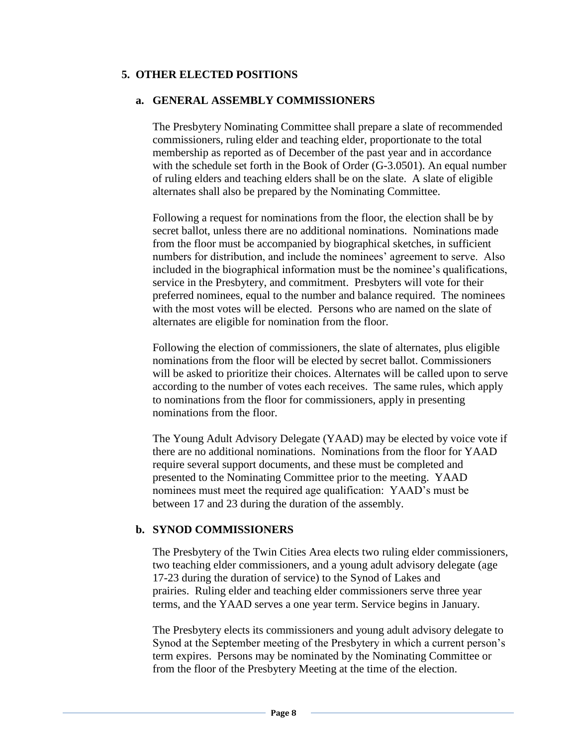## 5. OTHER ELECTED POSITIONS

### a. GENERAL ASSEMBLY COMMISSIONERS

The Presbytery Nominating Committee shall prepare a slate of recommended commissioners, ruling elder and teaching elder, proportionate to the total membership as reported as of December of the past year and in accordance with the schedule set forth in the Book of Order (G-3.0501). An equal number of ruling elders and teaching elders shall be on the slate. A slate of eligible alternates shall also be prepared by the Nominating Committee.

Following a request for nominations from the floor, the election shall be by secret ballot, unless there are no additional nominations. Nominations made from the floor must be accompanied by biographical sketches, in sufficient numbers for distribution, and include the nominees' agreement to serve. Also included in the biographical information must be the nominee's qualifications, service in the Presbytery, and commitment. Presbyters will vote for their preferred nominees, equal to the number and balance required. The nominees with the most votes will be elected. Persons who are named on the slate of alternates are eligible for nomination from the floor.

Following the election of commissioners, the slate of alternates, plus eligible nominations from the floor will be elected by secret ballot. Commissioners will be asked to prioritize their choices. Alternates will be called upon to serve according to the number of votes each receives. The same rules, which apply to nominations from the floor for commissioners, apply in presenting nominations from the floor.

The Young Adult Advisory Delegate (YAAD) may be elected by voice vote if there are no additional nominations. Nominations from the floor for YAAD require several support documents, and these must be completed and presented to the Nominating Committee prior to the meeting. YAAD nominees must meet the required age qualification: YAAD's must be between 17 and 23 during the duration of the assembly.

### b. SYNOD COMMISSIONERS

The Presbytery of the Twin Cities Area elects two ruling elder commissioners, two teaching elder commissioners, and a young adult advisory delegate (age 17-23 during the duration of service) to the Synod of Lakes and prairies. Ruling elder and teaching elder commissioners serve three year terms, and the YAAD serves a one year term. Service begins in January.

The Presbytery elects its commissioners and young adult advisory delegate to Synod at the September meeting of the Presbytery in which a current person's term expires. Persons may be nominated by the Nominating Committee or from the floor of the Presbytery Meeting at the time of the election.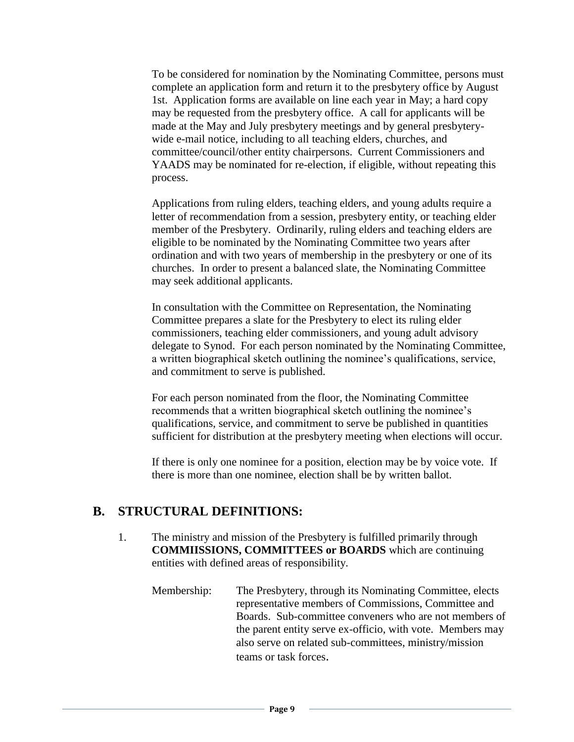To be considered for nomination by the Nominating Committee, persons must complete an application form and return it to the presbytery office by August 1st. Application forms are available on line each year in May; a hard copy may be requested from the presbytery office. A call for applicants will be made at the May and July presbytery meetings and by general presbytery-wide e-mail notice, including to all teaching elders, churches, and committee/council/other entity chairpersons. Current Commissioners and YAADS may be nominated for re-election, if eligible, without repeating this process.

Applications from ruling elders, teaching elders, and young adults require a letter of recommendation from a session, presbytery entity, or teaching elder member of the Presbytery. Ordinarily, ruling elders and teaching elders are eligible to be nominated by the Nominating Committee two years after ordination and with two years of membership in the presbytery or one of its churches. In order to present a balanced slate, the Nominating Committee may seek additional applicants.

In consultation with the Committee on Representation, the Nominating Committee prepares a slate for the Presbytery to elect its ruling elder commissioners, teaching elder commissioners, and young adult advisory delegate to Synod. For each person nominated by the Nominating Committee, a written biographical sketch outlining the nominee's qualifications, service, and commitment to serve is published.

For each person nominated from the floor, the Nominating Committee recommends that a written biographical sketch outlining the nominee's qualifications, service, and commitment to serve be published in quantities sufficient for distribution at the presbytery meeting when elections will occur.

If there is only one nominee for a position, election may be by voice vote. If there is more than one nominee, election shall be by written ballot.

## B. STRUCTURAL DEFINITIONS:

1. The ministry and mission of the Presbytery is fulfilled primarily through **COMMIISSIONS, COMMITTEES or BOARDS** which are continuing entities with defined areas of responsibility.

   Membership: The Presbytery, through its Nominating Committee, elects representative members of Commissions, Committee and Boards. Sub-committee conveners who are not members of the parent entity serve ex-officio, with vote. Members may also serve on related sub-committees, ministry/mission teams or task forces.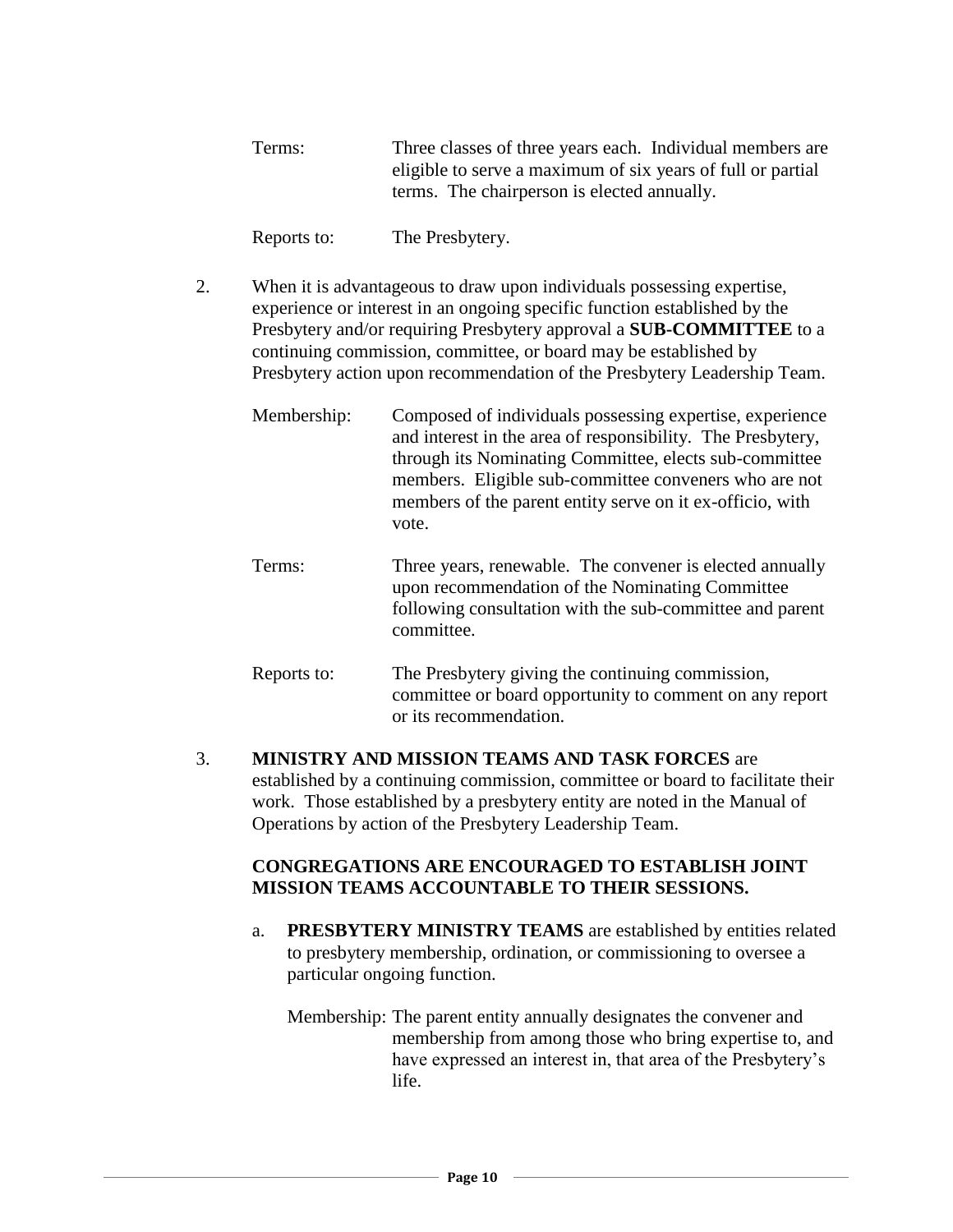Terms: Three classes of three years each. Individual members are eligible to serve a maximum of six years of full or partial terms. The chairperson is elected annually.

Reports to: The Presbytery.

2. When it is advantageous to draw upon individuals possessing expertise, experience or interest in an ongoing specific function established by the Presbytery and/or requiring Presbytery approval a **SUB-COMMITTEE** to a continuing commission, committee, or board may be established by Presbytery action upon recommendation of the Presbytery Leadership Team.

   Membership: Composed of individuals possessing expertise, experience and interest in the area of responsibility. The Presbytery, through its Nominating Committee, elects sub-committee members. Eligible sub-committee conveners who are not members of the parent entity serve on it ex-officio, with vote.

   Terms: Three years, renewable. The convener is elected annually upon recommendation of the Nominating Committee following consultation with the sub-committee and parent committee.

   Reports to: The Presbytery giving the continuing commission, committee or board opportunity to comment on any report or its recommendation.

3. **MINISTRY AND MISSION TEAMS AND TASK FORCES** are established by a continuing commission, committee or board to facilitate their work. Those established by a presbytery entity are noted in the Manual of Operations by action of the Presbytery Leadership Team.

   **CONGREGATIONS ARE ENCOURAGED TO ESTABLISH JOINT MISSION TEAMS ACCOUNTABLE TO THEIR SESSIONS.**

   a. **PRESBYTERY MINISTRY TEAMS** are established by entities related to presbytery membership, ordination, or commissioning to oversee a particular ongoing function.

      Membership: The parent entity annually designates the convener and membership from among those who bring expertise to, and have expressed an interest in, that area of the Presbytery's life.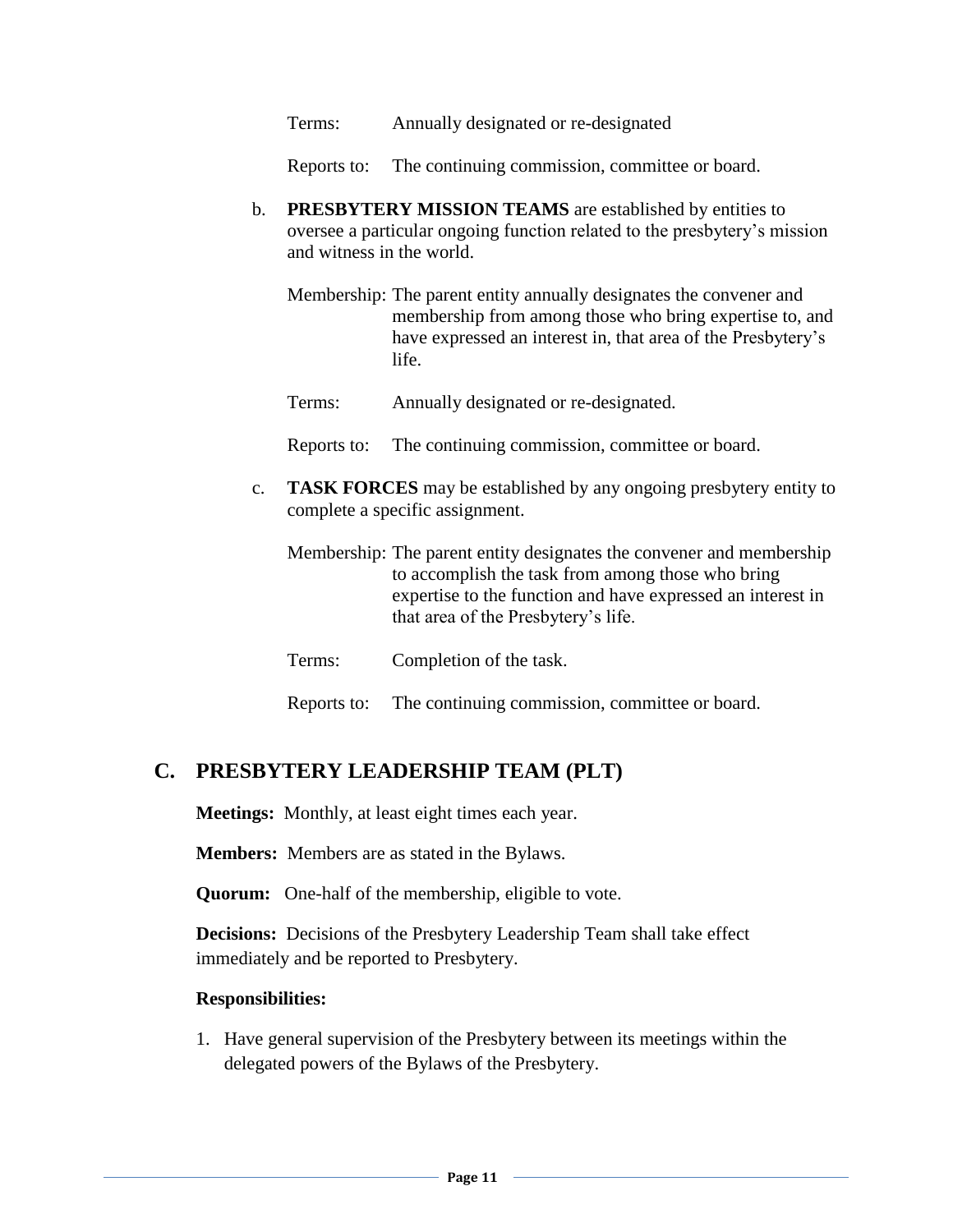Terms: Annually designated or re-designated

Reports to: The continuing commission, committee or board.

b. **PRESBYTERY MISSION TEAMS** are established by entities to oversee a particular ongoing function related to the presbytery's mission and witness in the world.

   Membership: The parent entity annually designates the convener and membership from among those who bring expertise to, and have expressed an interest in, that area of the Presbytery's life.

   Terms: Annually designated or re-designated.

   Reports to: The continuing commission, committee or board.

c. **TASK FORCES** may be established by any ongoing presbytery entity to complete a specific assignment.

   Membership: The parent entity designates the convener and membership to accomplish the task from among those who bring expertise to the function and have expressed an interest in that area of the Presbytery's life.

   Terms: Completion of the task.

   Reports to: The continuing commission, committee or board.

## C. PRESBYTERY LEADERSHIP TEAM (PLT)

**Meetings:** Monthly, at least eight times each year.

**Members:** Members are as stated in the Bylaws.

**Quorum:** One-half of the membership, eligible to vote.

**Decisions:** Decisions of the Presbytery Leadership Team shall take effect immediately and be reported to Presbytery.

**Responsibilities:**

1. Have general supervision of the Presbytery between its meetings within the delegated powers of the Bylaws of the Presbytery.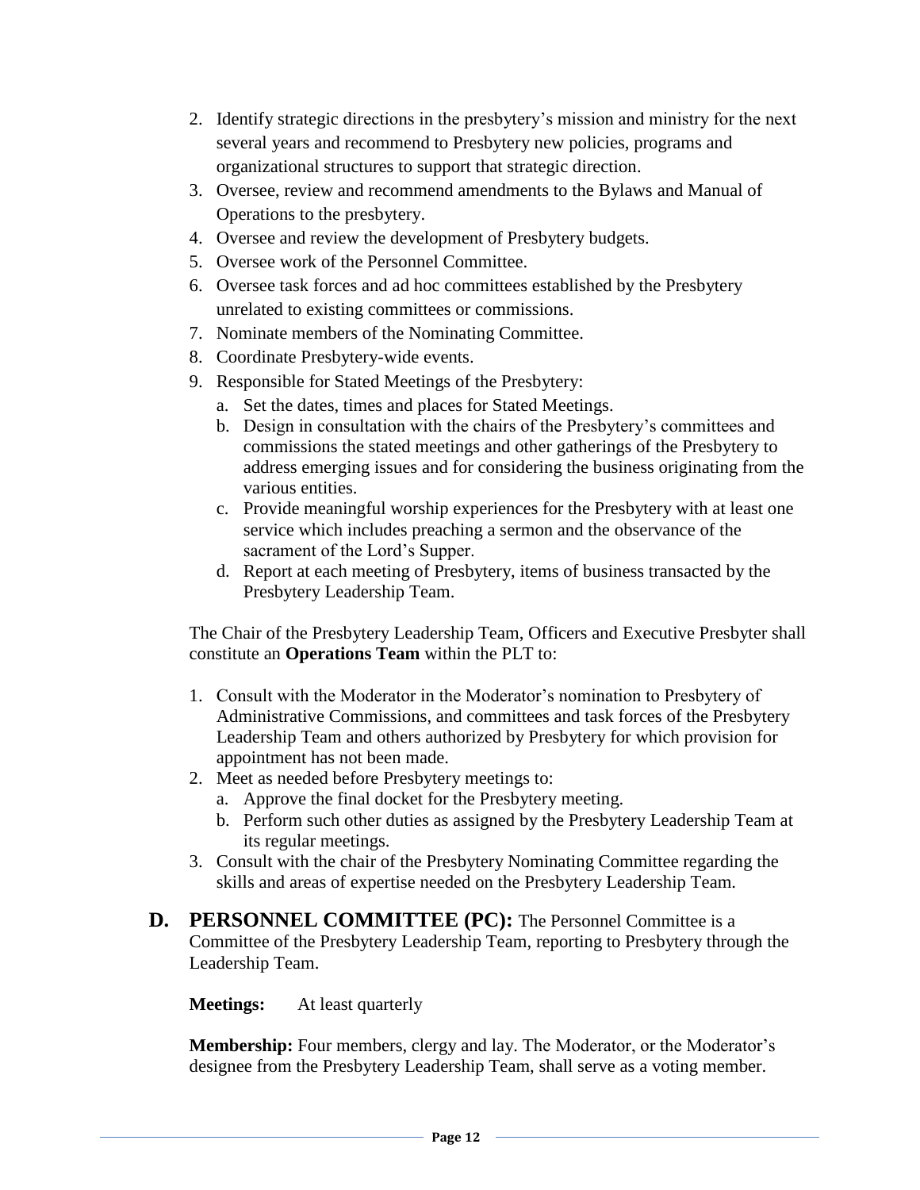2. Identify strategic directions in the presbytery's mission and ministry for the next several years and recommend to Presbytery new policies, programs and organizational structures to support that strategic direction.
3. Oversee, review and recommend amendments to the Bylaws and Manual of Operations to the presbytery.
4. Oversee and review the development of Presbytery budgets.
5. Oversee work of the Personnel Committee.
6. Oversee task forces and ad hoc committees established by the Presbytery unrelated to existing committees or commissions.
7. Nominate members of the Nominating Committee.
8. Coordinate Presbytery-wide events.
9. Responsible for Stated Meetings of the Presbytery:
   a. Set the dates, times and places for Stated Meetings.
   b. Design in consultation with the chairs of the Presbytery's committees and commissions the stated meetings and other gatherings of the Presbytery to address emerging issues and for considering the business originating from the various entities.
   c. Provide meaningful worship experiences for the Presbytery with at least one service which includes preaching a sermon and the observance of the sacrament of the Lord's Supper.
   d. Report at each meeting of Presbytery, items of business transacted by the Presbytery Leadership Team.

The Chair of the Presbytery Leadership Team, Officers and Executive Presbyter shall constitute an **Operations Team** within the PLT to:

1. Consult with the Moderator in the Moderator's nomination to Presbytery of Administrative Commissions, and committees and task forces of the Presbytery Leadership Team and others authorized by Presbytery for which provision for appointment has not been made.
2. Meet as needed before Presbytery meetings to:
   a. Approve the final docket for the Presbytery meeting.
   b. Perform such other duties as assigned by the Presbytery Leadership Team at its regular meetings.
3. Consult with the chair of the Presbytery Nominating Committee regarding the skills and areas of expertise needed on the Presbytery Leadership Team.

## D. PERSONNEL COMMITTEE (PC):

The Personnel Committee is a Committee of the Presbytery Leadership Team, reporting to Presbytery through the Leadership Team.

**Meetings:** At least quarterly

**Membership:** Four members, clergy and lay. The Moderator, or the Moderator's designee from the Presbytery Leadership Team, shall serve as a voting member.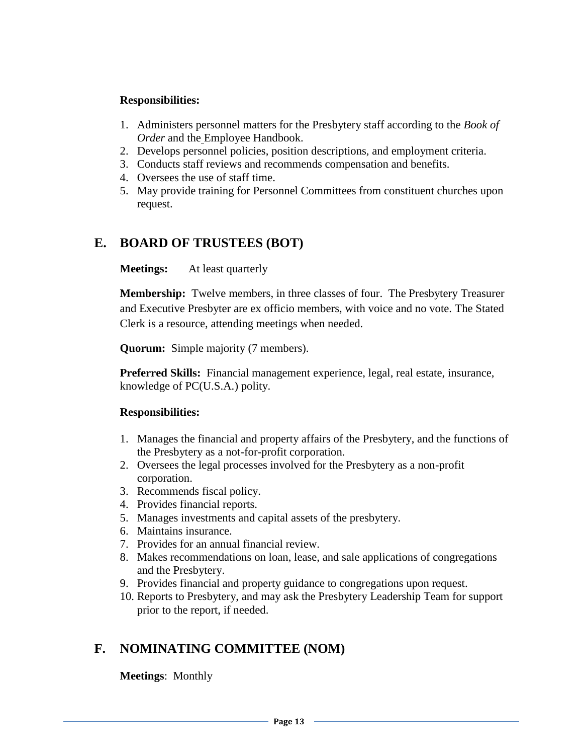**Responsibilities:**

1. Administers personnel matters for the Presbytery staff according to the *Book of Order* and the Employee Handbook.
2. Develops personnel policies, position descriptions, and employment criteria.
3. Conducts staff reviews and recommends compensation and benefits.
4. Oversees the use of staff time.
5. May provide training for Personnel Committees from constituent churches upon request.

## E. BOARD OF TRUSTEES (BOT)

**Meetings:** At least quarterly

**Membership:** Twelve members, in three classes of four. The Presbytery Treasurer and Executive Presbyter are ex officio members, with voice and no vote. The Stated Clerk is a resource, attending meetings when needed.

**Quorum:** Simple majority (7 members).

**Preferred Skills:** Financial management experience, legal, real estate, insurance, knowledge of PC(U.S.A.) polity.

**Responsibilities:**

1. Manages the financial and property affairs of the Presbytery, and the functions of the Presbytery as a not-for-profit corporation.
2. Oversees the legal processes involved for the Presbytery as a non-profit corporation.
3. Recommends fiscal policy.
4. Provides financial reports.
5. Manages investments and capital assets of the presbytery.
6. Maintains insurance.
7. Provides for an annual financial review.
8. Makes recommendations on loan, lease, and sale applications of congregations and the Presbytery.
9. Provides financial and property guidance to congregations upon request.
10. Reports to Presbytery, and may ask the Presbytery Leadership Team for support prior to the report, if needed.

## F. NOMINATING COMMITTEE (NOM)

**Meetings**: Monthly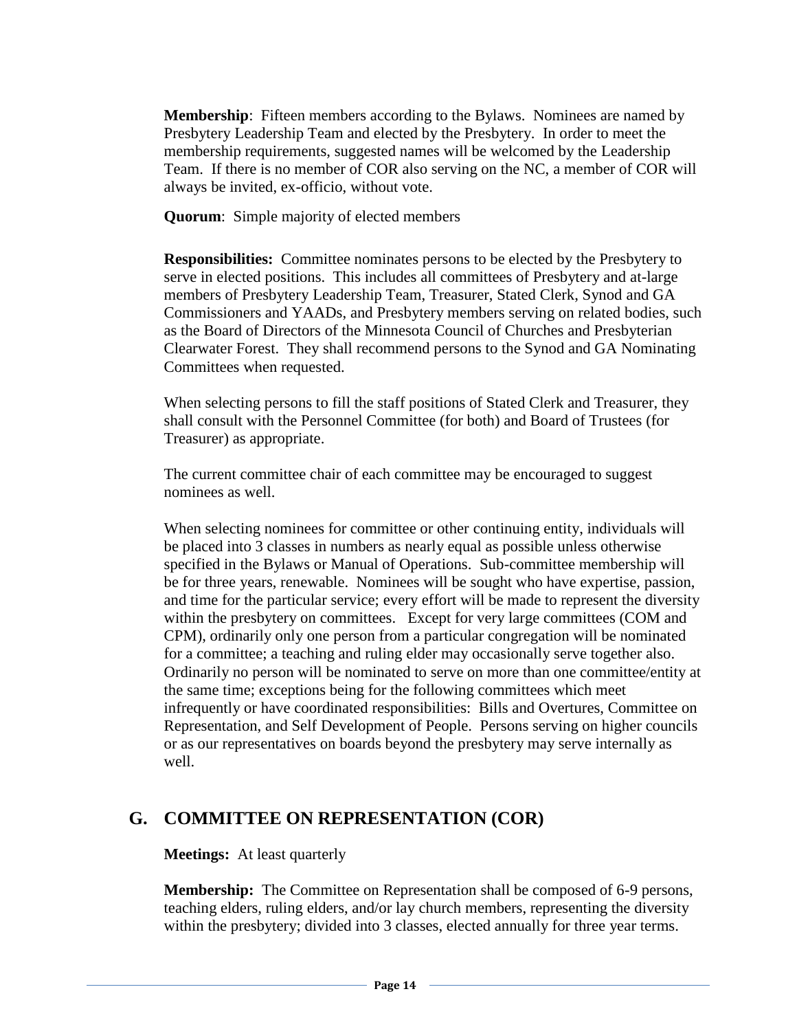**Membership**: Fifteen members according to the Bylaws. Nominees are named by Presbytery Leadership Team and elected by the Presbytery. In order to meet the membership requirements, suggested names will be welcomed by the Leadership Team. If there is no member of COR also serving on the NC, a member of COR will always be invited, ex-officio, without vote.

**Quorum**: Simple majority of elected members

**Responsibilities:** Committee nominates persons to be elected by the Presbytery to serve in elected positions. This includes all committees of Presbytery and at-large members of Presbytery Leadership Team, Treasurer, Stated Clerk, Synod and GA Commissioners and YAADs, and Presbytery members serving on related bodies, such as the Board of Directors of the Minnesota Council of Churches and Presbyterian Clearwater Forest. They shall recommend persons to the Synod and GA Nominating Committees when requested.

When selecting persons to fill the staff positions of Stated Clerk and Treasurer, they shall consult with the Personnel Committee (for both) and Board of Trustees (for Treasurer) as appropriate.

The current committee chair of each committee may be encouraged to suggest nominees as well.

When selecting nominees for committee or other continuing entity, individuals will be placed into 3 classes in numbers as nearly equal as possible unless otherwise specified in the Bylaws or Manual of Operations. Sub-committee membership will be for three years, renewable. Nominees will be sought who have expertise, passion, and time for the particular service; every effort will be made to represent the diversity within the presbytery on committees. Except for very large committees (COM and CPM), ordinarily only one person from a particular congregation will be nominated for a committee; a teaching and ruling elder may occasionally serve together also. Ordinarily no person will be nominated to serve on more than one committee/entity at the same time; exceptions being for the following committees which meet infrequently or have coordinated responsibilities: Bills and Overtures, Committee on Representation, and Self Development of People. Persons serving on higher councils or as our representatives on boards beyond the presbytery may serve internally as well.

## G. COMMITTEE ON REPRESENTATION (COR)

**Meetings:** At least quarterly

**Membership:** The Committee on Representation shall be composed of 6-9 persons, teaching elders, ruling elders, and/or lay church members, representing the diversity within the presbytery; divided into 3 classes, elected annually for three year terms.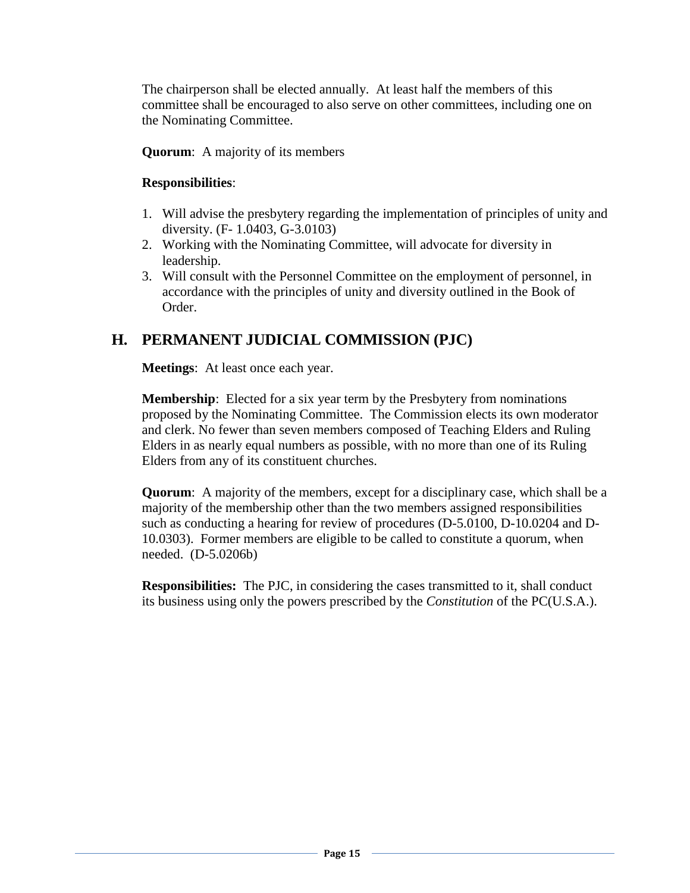The chairperson shall be elected annually. At least half the members of this committee shall be encouraged to also serve on other committees, including one on the Nominating Committee.

**Quorum**: A majority of its members

**Responsibilities**:

1. Will advise the presbytery regarding the implementation of principles of unity and diversity. (F- 1.0403, G-3.0103)
2. Working with the Nominating Committee, will advocate for diversity in leadership.
3. Will consult with the Personnel Committee on the employment of personnel, in accordance with the principles of unity and diversity outlined in the Book of Order.

## H. PERMANENT JUDICIAL COMMISSION (PJC)

**Meetings**: At least once each year.

**Membership**: Elected for a six year term by the Presbytery from nominations proposed by the Nominating Committee. The Commission elects its own moderator and clerk. No fewer than seven members composed of Teaching Elders and Ruling Elders in as nearly equal numbers as possible, with no more than one of its Ruling Elders from any of its constituent churches.

**Quorum**: A majority of the members, except for a disciplinary case, which shall be a majority of the membership other than the two members assigned responsibilities such as conducting a hearing for review of procedures (D-5.0100, D-10.0204 and D-10.0303). Former members are eligible to be called to constitute a quorum, when needed. (D-5.0206b)

**Responsibilities:** The PJC, in considering the cases transmitted to it, shall conduct its business using only the powers prescribed by the *Constitution* of the PC(U.S.A.).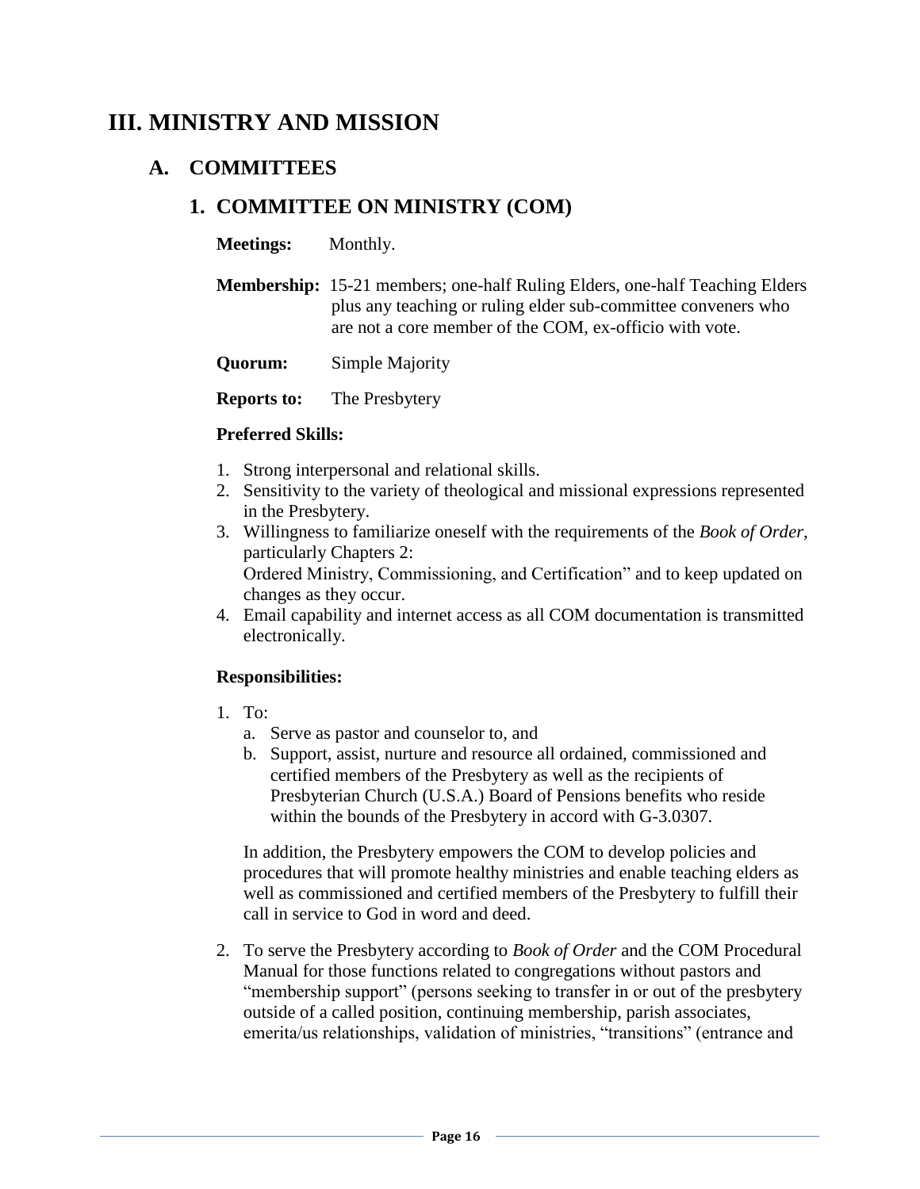# III. MINISTRY AND MISSION

## A. COMMITTEES

### 1. COMMITTEE ON MINISTRY (COM)

**Meetings:** Monthly.

**Membership:** 15-21 members; one-half Ruling Elders, one-half Teaching Elders plus any teaching or ruling elder sub-committee conveners who are not a core member of the COM, ex-officio with vote.

**Quorum:** Simple Majority

**Reports to:** The Presbytery

**Preferred Skills:**

1. Strong interpersonal and relational skills.
2. Sensitivity to the variety of theological and missional expressions represented in the Presbytery.
3. Willingness to familiarize oneself with the requirements of the *Book of Order*, particularly Chapters 2:
   Ordered Ministry, Commissioning, and Certification" and to keep updated on changes as they occur.
4. Email capability and internet access as all COM documentation is transmitted electronically.

**Responsibilities:**

1. To:
   a. Serve as pastor and counselor to, and
   b. Support, assist, nurture and resource all ordained, commissioned and certified members of the Presbytery as well as the recipients of Presbyterian Church (U.S.A.) Board of Pensions benefits who reside within the bounds of the Presbytery in accord with G-3.0307.

   In addition, the Presbytery empowers the COM to develop policies and procedures that will promote healthy ministries and enable teaching elders as well as commissioned and certified members of the Presbytery to fulfill their call in service to God in word and deed.

2. To serve the Presbytery according to *Book of Order* and the COM Procedural Manual for those functions related to congregations without pastors and "membership support" (persons seeking to transfer in or out of the presbytery outside of a called position, continuing membership, parish associates, emerita/us relationships, validation of ministries, "transitions" (entrance and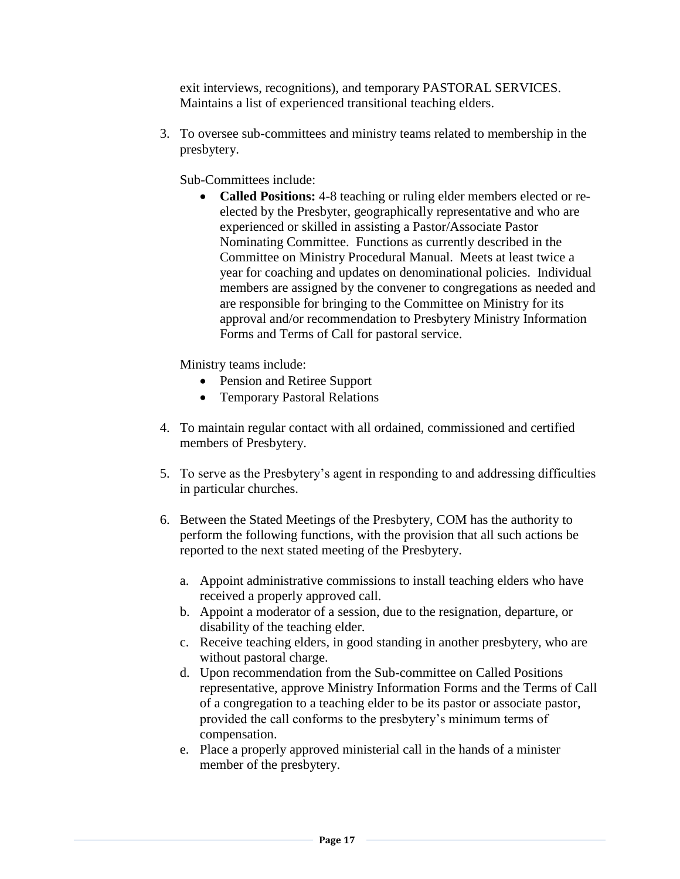exit interviews, recognitions), and temporary PASTORAL SERVICES. Maintains a list of experienced transitional teaching elders.

3. To oversee sub-committees and ministry teams related to membership in the presbytery.

   Sub-Committees include:

   - **Called Positions:** 4-8 teaching or ruling elder members elected or re-elected by the Presbyter, geographically representative and who are experienced or skilled in assisting a Pastor/Associate Pastor Nominating Committee. Functions as currently described in the Committee on Ministry Procedural Manual. Meets at least twice a year for coaching and updates on denominational policies. Individual members are assigned by the convener to congregations as needed and are responsible for bringing to the Committee on Ministry for its approval and/or recommendation to Presbytery Ministry Information Forms and Terms of Call for pastoral service.

   Ministry teams include:

   - Pension and Retiree Support
   - Temporary Pastoral Relations

4. To maintain regular contact with all ordained, commissioned and certified members of Presbytery.

5. To serve as the Presbytery's agent in responding to and addressing difficulties in particular churches.

6. Between the Stated Meetings of the Presbytery, COM has the authority to perform the following functions, with the provision that all such actions be reported to the next stated meeting of the Presbytery.

   a. Appoint administrative commissions to install teaching elders who have received a properly approved call.
   b. Appoint a moderator of a session, due to the resignation, departure, or disability of the teaching elder.
   c. Receive teaching elders, in good standing in another presbytery, who are without pastoral charge.
   d. Upon recommendation from the Sub-committee on Called Positions representative, approve Ministry Information Forms and the Terms of Call of a congregation to a teaching elder to be its pastor or associate pastor, provided the call conforms to the presbytery's minimum terms of compensation.
   e. Place a properly approved ministerial call in the hands of a minister member of the presbytery.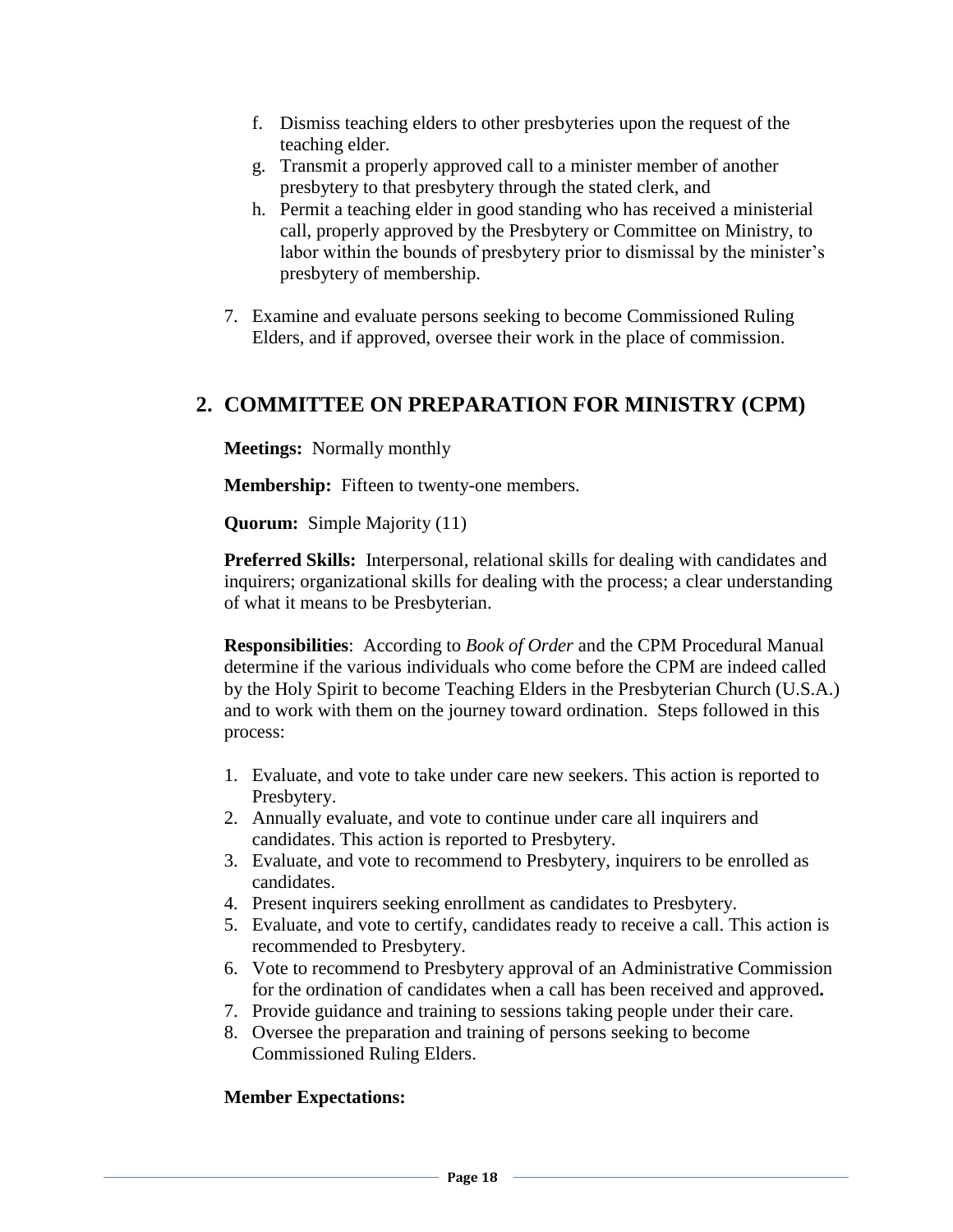f. Dismiss teaching elders to other presbyteries upon the request of the teaching elder.
g. Transmit a properly approved call to a minister member of another presbytery to that presbytery through the stated clerk, and
h. Permit a teaching elder in good standing who has received a ministerial call, properly approved by the Presbytery or Committee on Ministry, to labor within the bounds of presbytery prior to dismissal by the minister's presbytery of membership.

7. Examine and evaluate persons seeking to become Commissioned Ruling Elders, and if approved, oversee their work in the place of commission.

## 2. COMMITTEE ON PREPARATION FOR MINISTRY (CPM)

**Meetings:** Normally monthly

**Membership:** Fifteen to twenty-one members.

**Quorum:** Simple Majority (11)

**Preferred Skills:** Interpersonal, relational skills for dealing with candidates and inquirers; organizational skills for dealing with the process; a clear understanding of what it means to be Presbyterian.

**Responsibilities**: According to *Book of Order* and the CPM Procedural Manual determine if the various individuals who come before the CPM are indeed called by the Holy Spirit to become Teaching Elders in the Presbyterian Church (U.S.A.) and to work with them on the journey toward ordination. Steps followed in this process:

1. Evaluate, and vote to take under care new seekers. This action is reported to Presbytery.
2. Annually evaluate, and vote to continue under care all inquirers and candidates. This action is reported to Presbytery.
3. Evaluate, and vote to recommend to Presbytery, inquirers to be enrolled as candidates.
4. Present inquirers seeking enrollment as candidates to Presbytery.
5. Evaluate, and vote to certify, candidates ready to receive a call. This action is recommended to Presbytery.
6. Vote to recommend to Presbytery approval of an Administrative Commission for the ordination of candidates when a call has been received and approved**.**
7. Provide guidance and training to sessions taking people under their care.
8. Oversee the preparation and training of persons seeking to become Commissioned Ruling Elders.

**Member Expectations:**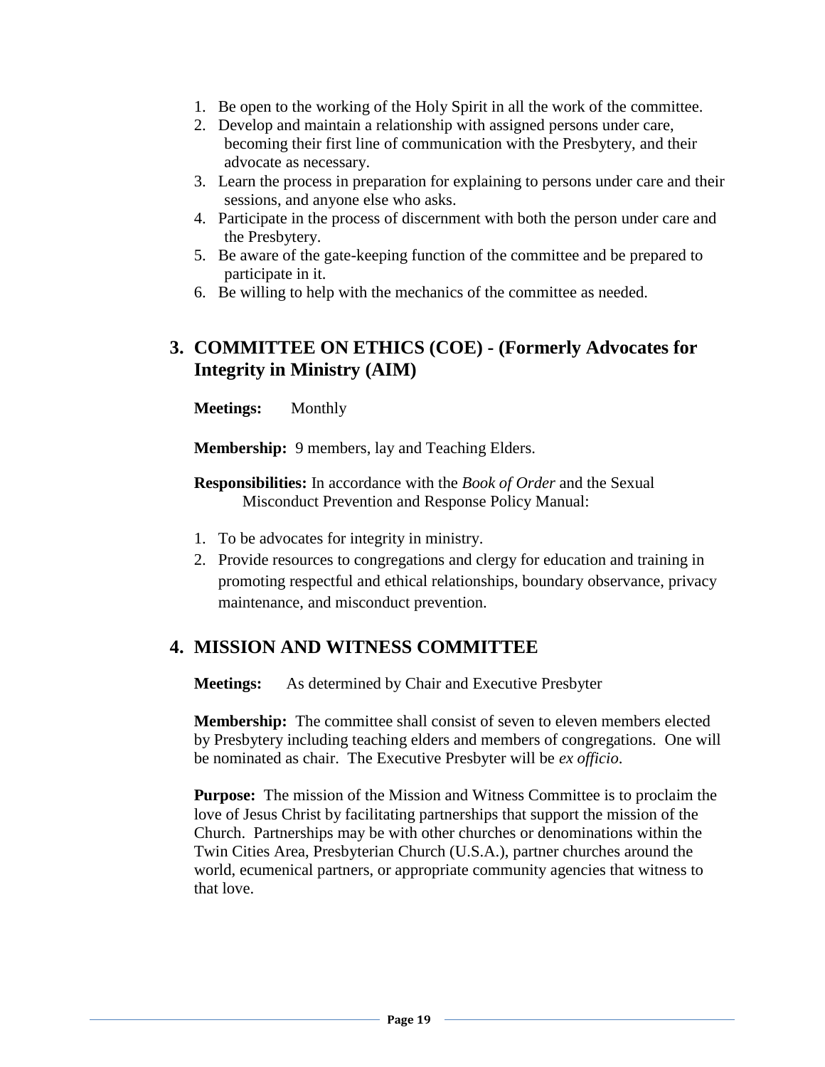1. Be open to the working of the Holy Spirit in all the work of the committee.
2. Develop and maintain a relationship with assigned persons under care, becoming their first line of communication with the Presbytery, and their advocate as necessary.
3. Learn the process in preparation for explaining to persons under care and their sessions, and anyone else who asks.
4. Participate in the process of discernment with both the person under care and the Presbytery.
5. Be aware of the gate-keeping function of the committee and be prepared to participate in it.
6. Be willing to help with the mechanics of the committee as needed.

## 3. COMMITTEE ON ETHICS (COE) - (Formerly Advocates for Integrity in Ministry (AIM)

**Meetings:** Monthly

**Membership:** 9 members, lay and Teaching Elders.

**Responsibilities:** In accordance with the *Book of Order* and the Sexual Misconduct Prevention and Response Policy Manual:

1. To be advocates for integrity in ministry.
2. Provide resources to congregations and clergy for education and training in promoting respectful and ethical relationships, boundary observance, privacy maintenance, and misconduct prevention.

## 4. MISSION AND WITNESS COMMITTEE

**Meetings:** As determined by Chair and Executive Presbyter

**Membership:** The committee shall consist of seven to eleven members elected by Presbytery including teaching elders and members of congregations. One will be nominated as chair. The Executive Presbyter will be *ex officio*.

**Purpose:** The mission of the Mission and Witness Committee is to proclaim the love of Jesus Christ by facilitating partnerships that support the mission of the Church. Partnerships may be with other churches or denominations within the Twin Cities Area, Presbyterian Church (U.S.A.), partner churches around the world, ecumenical partners, or appropriate community agencies that witness to that love.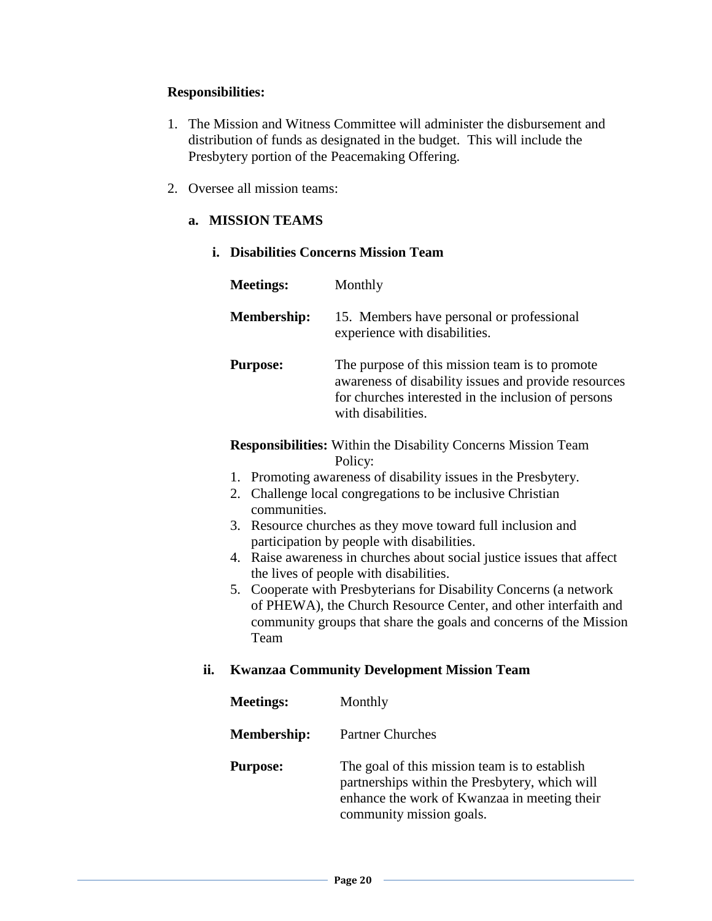**Responsibilities:**

1. The Mission and Witness Committee will administer the disbursement and distribution of funds as designated in the budget. This will include the Presbytery portion of the Peacemaking Offering.

2. Oversee all mission teams:

   **a. MISSION TEAMS**

   **i. Disabilities Concerns Mission Team**

   **Meetings:** Monthly

   **Membership:** 15. Members have personal or professional experience with disabilities.

   **Purpose:** The purpose of this mission team is to promote awareness of disability issues and provide resources for churches interested in the inclusion of persons with disabilities.

   **Responsibilities:** Within the Disability Concerns Mission Team Policy:

   1. Promoting awareness of disability issues in the Presbytery.
   2. Challenge local congregations to be inclusive Christian communities.
   3. Resource churches as they move toward full inclusion and participation by people with disabilities.
   4. Raise awareness in churches about social justice issues that affect the lives of people with disabilities.
   5. Cooperate with Presbyterians for Disability Concerns (a network of PHEWA), the Church Resource Center, and other interfaith and community groups that share the goals and concerns of the Mission Team

   **ii. Kwanzaa Community Development Mission Team**

   **Meetings:** Monthly

   **Membership:** Partner Churches

   **Purpose:** The goal of this mission team is to establish partnerships within the Presbytery, which will enhance the work of Kwanzaa in meeting their community mission goals.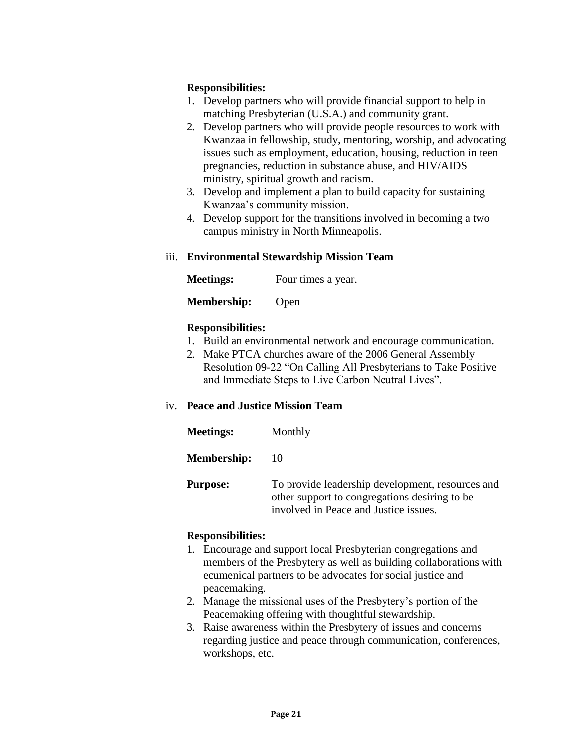**Responsibilities:**

1. Develop partners who will provide financial support to help in matching Presbyterian (U.S.A.) and community grant.
2. Develop partners who will provide people resources to work with Kwanzaa in fellowship, study, mentoring, worship, and advocating issues such as employment, education, housing, reduction in teen pregnancies, reduction in substance abuse, and HIV/AIDS ministry, spiritual growth and racism.
3. Develop and implement a plan to build capacity for sustaining Kwanzaa's community mission.
4. Develop support for the transitions involved in becoming a two campus ministry in North Minneapolis.

iii. **Environmental Stewardship Mission Team**

**Meetings:** Four times a year.

**Membership:** Open

**Responsibilities:**

1. Build an environmental network and encourage communication.
2. Make PTCA churches aware of the 2006 General Assembly Resolution 09-22 "On Calling All Presbyterians to Take Positive and Immediate Steps to Live Carbon Neutral Lives".

iv. **Peace and Justice Mission Team**

**Meetings:** Monthly

**Membership:** 10

**Purpose:** To provide leadership development, resources and other support to congregations desiring to be involved in Peace and Justice issues.

**Responsibilities:**

1. Encourage and support local Presbyterian congregations and members of the Presbytery as well as building collaborations with ecumenical partners to be advocates for social justice and peacemaking.
2. Manage the missional uses of the Presbytery's portion of the Peacemaking offering with thoughtful stewardship.
3. Raise awareness within the Presbytery of issues and concerns regarding justice and peace through communication, conferences, workshops, etc.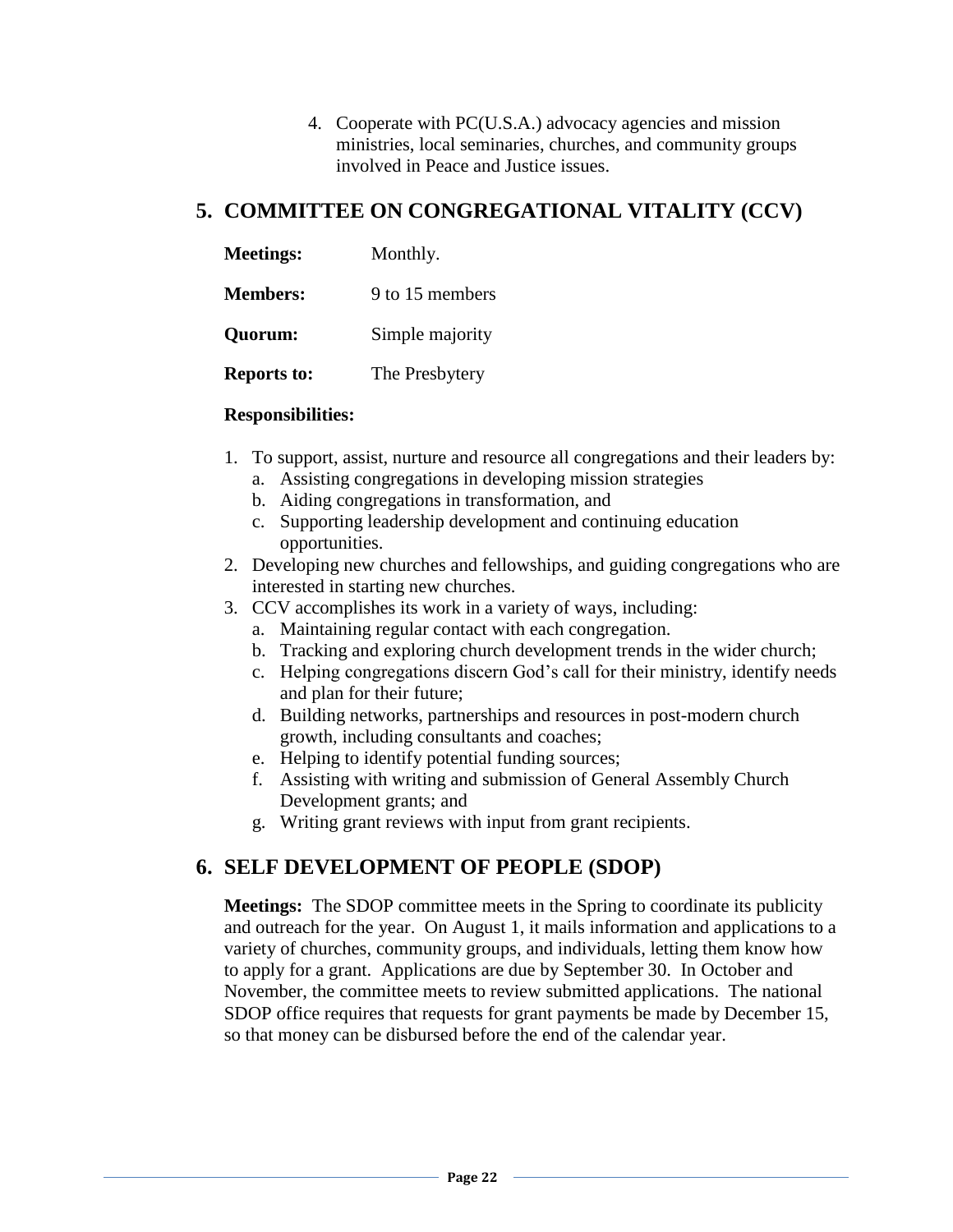4. Cooperate with PC(U.S.A.) advocacy agencies and mission ministries, local seminaries, churches, and community groups involved in Peace and Justice issues.

## 5. COMMITTEE ON CONGREGATIONAL VITALITY (CCV)

**Meetings:** Monthly.

**Members:** 9 to 15 members

**Quorum:** Simple majority

**Reports to:** The Presbytery

**Responsibilities:**

1. To support, assist, nurture and resource all congregations and their leaders by:
   a. Assisting congregations in developing mission strategies
   b. Aiding congregations in transformation, and
   c. Supporting leadership development and continuing education opportunities.
2. Developing new churches and fellowships, and guiding congregations who are interested in starting new churches.
3. CCV accomplishes its work in a variety of ways, including:
   a. Maintaining regular contact with each congregation.
   b. Tracking and exploring church development trends in the wider church;
   c. Helping congregations discern God's call for their ministry, identify needs and plan for their future;
   d. Building networks, partnerships and resources in post-modern church growth, including consultants and coaches;
   e. Helping to identify potential funding sources;
   f. Assisting with writing and submission of General Assembly Church Development grants; and
   g. Writing grant reviews with input from grant recipients.

## 6. SELF DEVELOPMENT OF PEOPLE (SDOP)

**Meetings:** The SDOP committee meets in the Spring to coordinate its publicity and outreach for the year. On August 1, it mails information and applications to a variety of churches, community groups, and individuals, letting them know how to apply for a grant. Applications are due by September 30. In October and November, the committee meets to review submitted applications. The national SDOP office requires that requests for grant payments be made by December 15, so that money can be disbursed before the end of the calendar year.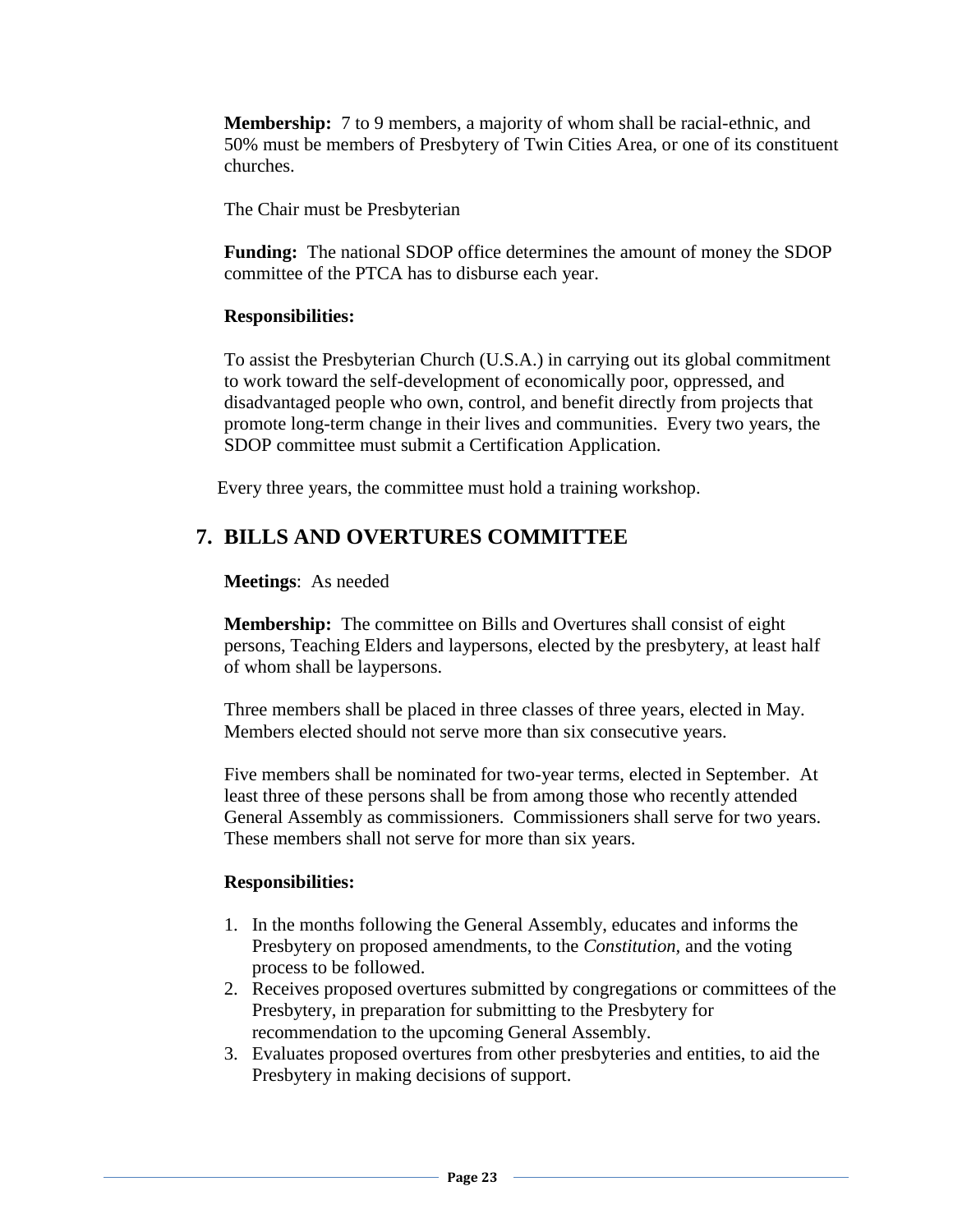**Membership:** 7 to 9 members, a majority of whom shall be racial-ethnic, and 50% must be members of Presbytery of Twin Cities Area, or one of its constituent churches.

The Chair must be Presbyterian

**Funding:** The national SDOP office determines the amount of money the SDOP committee of the PTCA has to disburse each year.

**Responsibilities:**

To assist the Presbyterian Church (U.S.A.) in carrying out its global commitment to work toward the self-development of economically poor, oppressed, and disadvantaged people who own, control, and benefit directly from projects that promote long-term change in their lives and communities. Every two years, the SDOP committee must submit a Certification Application.

Every three years, the committee must hold a training workshop.

## 7. BILLS AND OVERTURES COMMITTEE

**Meetings**: As needed

**Membership:** The committee on Bills and Overtures shall consist of eight persons, Teaching Elders and laypersons, elected by the presbytery, at least half of whom shall be laypersons.

Three members shall be placed in three classes of three years, elected in May. Members elected should not serve more than six consecutive years.

Five members shall be nominated for two-year terms, elected in September. At least three of these persons shall be from among those who recently attended General Assembly as commissioners. Commissioners shall serve for two years. These members shall not serve for more than six years.

**Responsibilities:**

1. In the months following the General Assembly, educates and informs the Presbytery on proposed amendments, to the *Constitution*, and the voting process to be followed.
2. Receives proposed overtures submitted by congregations or committees of the Presbytery, in preparation for submitting to the Presbytery for recommendation to the upcoming General Assembly.
3. Evaluates proposed overtures from other presbyteries and entities, to aid the Presbytery in making decisions of support.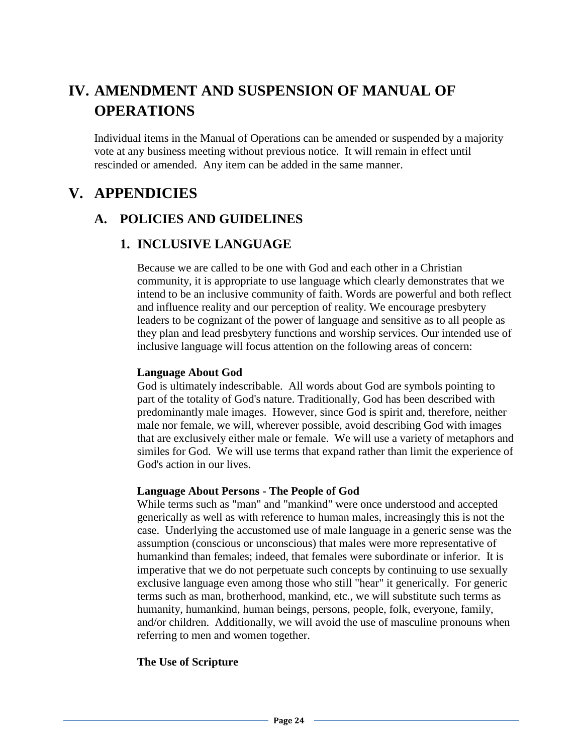# IV. AMENDMENT AND SUSPENSION OF MANUAL OF OPERATIONS

Individual items in the Manual of Operations can be amended or suspended by a majority vote at any business meeting without previous notice. It will remain in effect until rescinded or amended. Any item can be added in the same manner.

# V. APPENDICIES

## A. POLICIES AND GUIDELINES

### 1. INCLUSIVE LANGUAGE

Because we are called to be one with God and each other in a Christian community, it is appropriate to use language which clearly demonstrates that we intend to be an inclusive community of faith. Words are powerful and both reflect and influence reality and our perception of reality. We encourage presbytery leaders to be cognizant of the power of language and sensitive as to all people as they plan and lead presbytery functions and worship services. Our intended use of inclusive language will focus attention on the following areas of concern:

**Language About God**
God is ultimately indescribable. All words about God are symbols pointing to part of the totality of God's nature. Traditionally, God has been described with predominantly male images. However, since God is spirit and, therefore, neither male nor female, we will, wherever possible, avoid describing God with images that are exclusively either male or female. We will use a variety of metaphors and similes for God. We will use terms that expand rather than limit the experience of God's action in our lives.

**Language About Persons - The People of God**
While terms such as "man" and "mankind" were once understood and accepted generically as well as with reference to human males, increasingly this is not the case. Underlying the accustomed use of male language in a generic sense was the assumption (conscious or unconscious) that males were more representative of humankind than females; indeed, that females were subordinate or inferior. It is imperative that we do not perpetuate such concepts by continuing to use sexually exclusive language even among those who still "hear" it generically. For generic terms such as man, brotherhood, mankind, etc., we will substitute such terms as humanity, humankind, human beings, persons, people, folk, everyone, family, and/or children. Additionally, we will avoid the use of masculine pronouns when referring to men and women together.

**The Use of Scripture**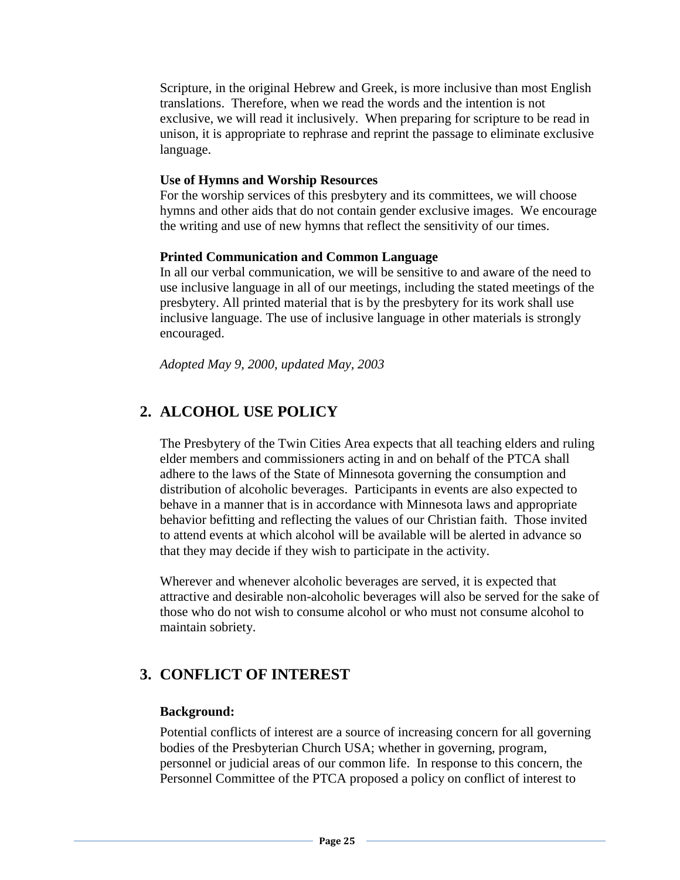Scripture, in the original Hebrew and Greek, is more inclusive than most English translations. Therefore, when we read the words and the intention is not exclusive, we will read it inclusively. When preparing for scripture to be read in unison, it is appropriate to rephrase and reprint the passage to eliminate exclusive language.

**Use of Hymns and Worship Resources**

For the worship services of this presbytery and its committees, we will choose hymns and other aids that do not contain gender exclusive images. We encourage the writing and use of new hymns that reflect the sensitivity of our times.

**Printed Communication and Common Language**

In all our verbal communication, we will be sensitive to and aware of the need to use inclusive language in all of our meetings, including the stated meetings of the presbytery. All printed material that is by the presbytery for its work shall use inclusive language. The use of inclusive language in other materials is strongly encouraged.

*Adopted May 9, 2000, updated May, 2003*

## 2. ALCOHOL USE POLICY

The Presbytery of the Twin Cities Area expects that all teaching elders and ruling elder members and commissioners acting in and on behalf of the PTCA shall adhere to the laws of the State of Minnesota governing the consumption and distribution of alcoholic beverages. Participants in events are also expected to behave in a manner that is in accordance with Minnesota laws and appropriate behavior befitting and reflecting the values of our Christian faith. Those invited to attend events at which alcohol will be available will be alerted in advance so that they may decide if they wish to participate in the activity.

Wherever and whenever alcoholic beverages are served, it is expected that attractive and desirable non-alcoholic beverages will also be served for the sake of those who do not wish to consume alcohol or who must not consume alcohol to maintain sobriety.

## 3. CONFLICT OF INTEREST

**Background:**

Potential conflicts of interest are a source of increasing concern for all governing bodies of the Presbyterian Church USA; whether in governing, program, personnel or judicial areas of our common life. In response to this concern, the Personnel Committee of the PTCA proposed a policy on conflict of interest to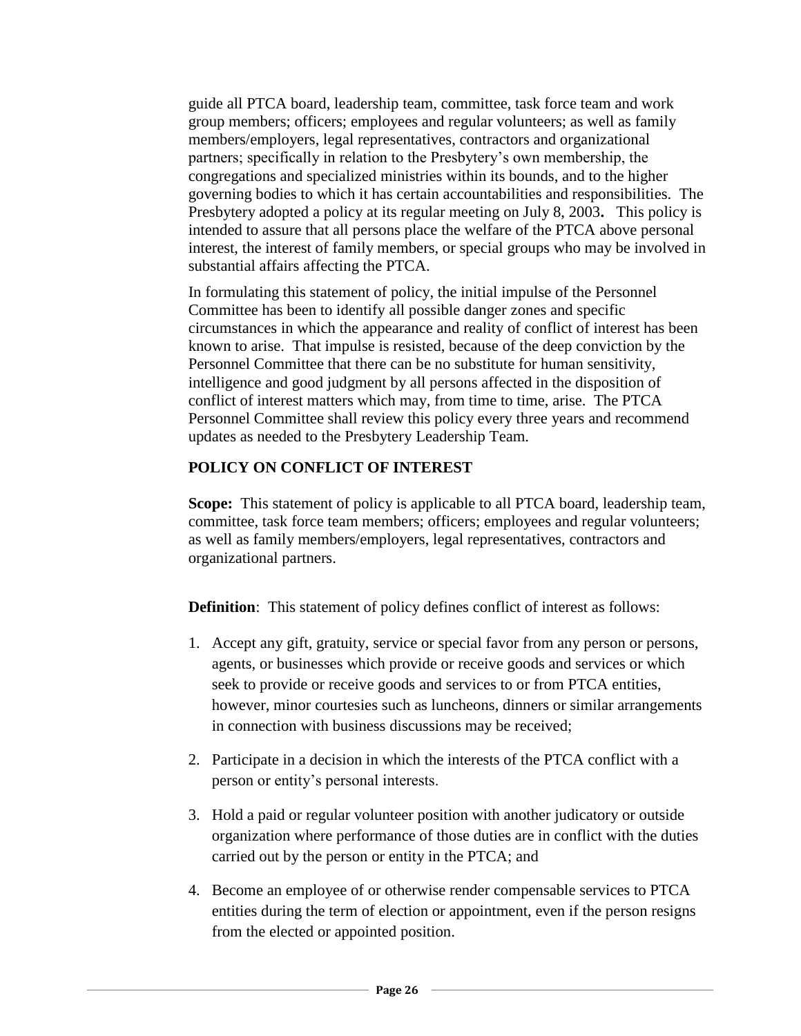guide all PTCA board, leadership team, committee, task force team and work group members; officers; employees and regular volunteers; as well as family members/employers, legal representatives, contractors and organizational partners; specifically in relation to the Presbytery's own membership, the congregations and specialized ministries within its bounds, and to the higher governing bodies to which it has certain accountabilities and responsibilities. The Presbytery adopted a policy at its regular meeting on July 8, 2003**.** This policy is intended to assure that all persons place the welfare of the PTCA above personal interest, the interest of family members, or special groups who may be involved in substantial affairs affecting the PTCA.

In formulating this statement of policy, the initial impulse of the Personnel Committee has been to identify all possible danger zones and specific circumstances in which the appearance and reality of conflict of interest has been known to arise. That impulse is resisted, because of the deep conviction by the Personnel Committee that there can be no substitute for human sensitivity, intelligence and good judgment by all persons affected in the disposition of conflict of interest matters which may, from time to time, arise. The PTCA Personnel Committee shall review this policy every three years and recommend updates as needed to the Presbytery Leadership Team.

**POLICY ON CONFLICT OF INTEREST**

**Scope:** This statement of policy is applicable to all PTCA board, leadership team, committee, task force team members; officers; employees and regular volunteers; as well as family members/employers, legal representatives, contractors and organizational partners.

**Definition**: This statement of policy defines conflict of interest as follows:

1. Accept any gift, gratuity, service or special favor from any person or persons, agents, or businesses which provide or receive goods and services or which seek to provide or receive goods and services to or from PTCA entities, however, minor courtesies such as luncheons, dinners or similar arrangements in connection with business discussions may be received;
2. Participate in a decision in which the interests of the PTCA conflict with a person or entity's personal interests.
3. Hold a paid or regular volunteer position with another judicatory or outside organization where performance of those duties are in conflict with the duties carried out by the person or entity in the PTCA; and
4. Become an employee of or otherwise render compensable services to PTCA entities during the term of election or appointment, even if the person resigns from the elected or appointed position.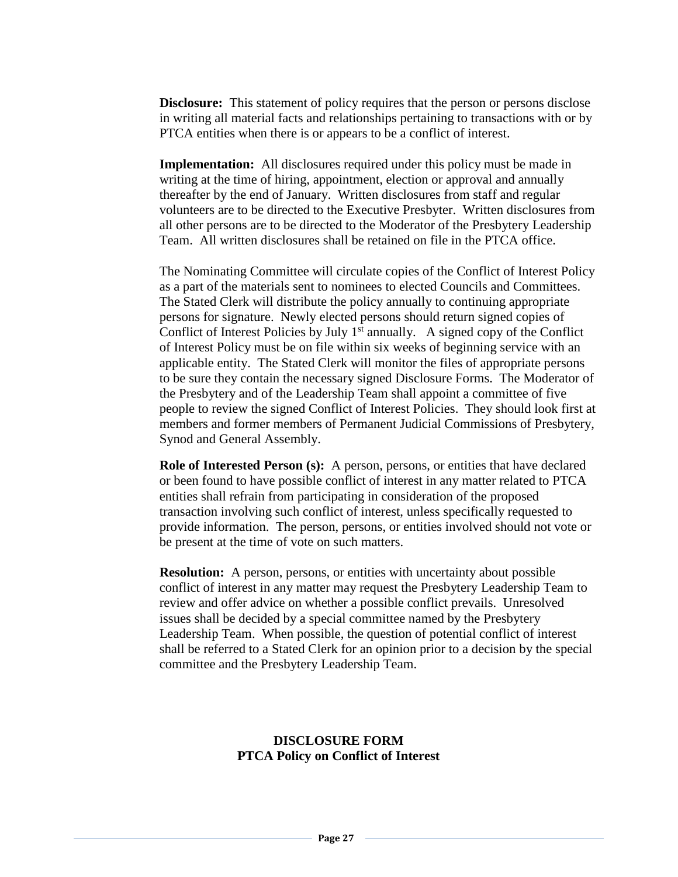**Disclosure:** This statement of policy requires that the person or persons disclose in writing all material facts and relationships pertaining to transactions with or by PTCA entities when there is or appears to be a conflict of interest.

**Implementation:** All disclosures required under this policy must be made in writing at the time of hiring, appointment, election or approval and annually thereafter by the end of January. Written disclosures from staff and regular volunteers are to be directed to the Executive Presbyter. Written disclosures from all other persons are to be directed to the Moderator of the Presbytery Leadership Team. All written disclosures shall be retained on file in the PTCA office.

The Nominating Committee will circulate copies of the Conflict of Interest Policy as a part of the materials sent to nominees to elected Councils and Committees. The Stated Clerk will distribute the policy annually to continuing appropriate persons for signature. Newly elected persons should return signed copies of Conflict of Interest Policies by July 1st annually. A signed copy of the Conflict of Interest Policy must be on file within six weeks of beginning service with an applicable entity. The Stated Clerk will monitor the files of appropriate persons to be sure they contain the necessary signed Disclosure Forms. The Moderator of the Presbytery and of the Leadership Team shall appoint a committee of five people to review the signed Conflict of Interest Policies. They should look first at members and former members of Permanent Judicial Commissions of Presbytery, Synod and General Assembly.

**Role of Interested Person (s):** A person, persons, or entities that have declared or been found to have possible conflict of interest in any matter related to PTCA entities shall refrain from participating in consideration of the proposed transaction involving such conflict of interest, unless specifically requested to provide information. The person, persons, or entities involved should not vote or be present at the time of vote on such matters.

**Resolution:** A person, persons, or entities with uncertainty about possible conflict of interest in any matter may request the Presbytery Leadership Team to review and offer advice on whether a possible conflict prevails. Unresolved issues shall be decided by a special committee named by the Presbytery Leadership Team. When possible, the question of potential conflict of interest shall be referred to a Stated Clerk for an opinion prior to a decision by the special committee and the Presbytery Leadership Team.

**DISCLOSURE FORM**
**PTCA Policy on Conflict of Interest**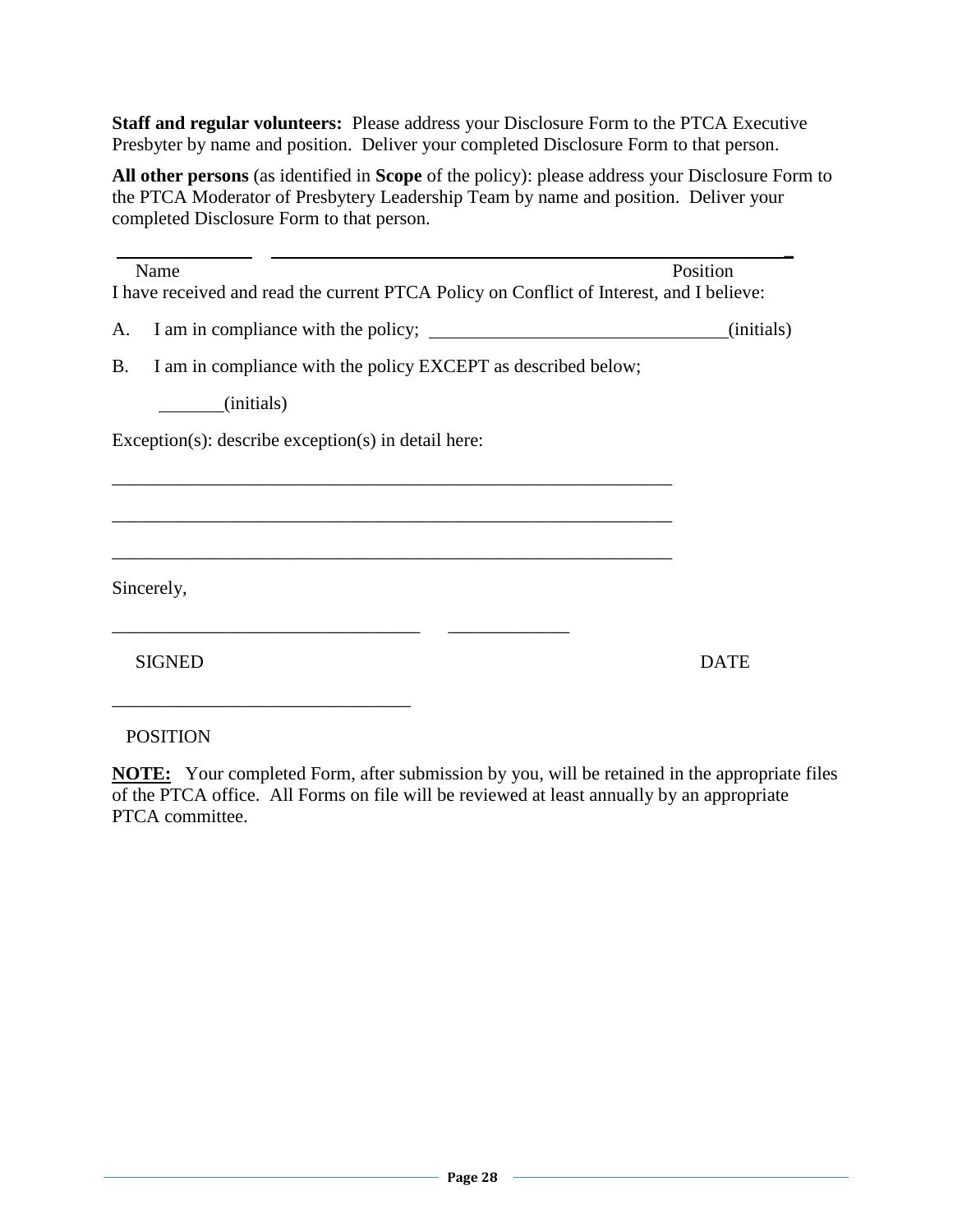**Staff and regular volunteers:** Please address your Disclosure Form to the PTCA Executive Presbyter by name and position. Deliver your completed Disclosure Form to that person.

**All other persons** (as identified in **Scope** of the policy): please address your Disclosure Form to the PTCA Moderator of Presbytery Leadership Team by name and position. Deliver your completed Disclosure Form to that person.

_______________ ____________________________________________________________

Name Position

I have received and read the current PTCA Policy on Conflict of Interest, and I believe:

A. I am in compliance with the policy; ________________________________(initials)

B. I am in compliance with the policy EXCEPT as described below;

_______(initials)

Exception(s): describe exception(s) in detail here:

_______________________________________________________________

_______________________________________________________________

_______________________________________________________________

Sincerely,

_________________________________ _____________

SIGNED DATE

_______________________________

POSITION

**NOTE:** Your completed Form, after submission by you, will be retained in the appropriate files of the PTCA office. All Forms on file will be reviewed at least annually by an appropriate PTCA committee.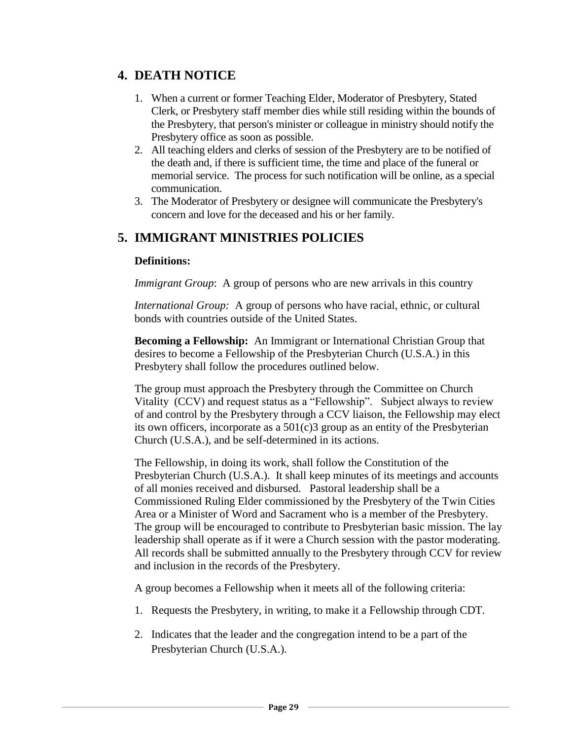## 4. DEATH NOTICE

1. When a current or former Teaching Elder, Moderator of Presbytery, Stated Clerk, or Presbytery staff member dies while still residing within the bounds of the Presbytery, that person's minister or colleague in ministry should notify the Presbytery office as soon as possible.
2. All teaching elders and clerks of session of the Presbytery are to be notified of the death and, if there is sufficient time, the time and place of the funeral or memorial service. The process for such notification will be online, as a special communication.
3. The Moderator of Presbytery or designee will communicate the Presbytery's concern and love for the deceased and his or her family.

## 5. IMMIGRANT MINISTRIES POLICIES

**Definitions:**

*Immigrant Group*: A group of persons who are new arrivals in this country

*International Group:* A group of persons who have racial, ethnic, or cultural bonds with countries outside of the United States.

**Becoming a Fellowship:** An Immigrant or International Christian Group that desires to become a Fellowship of the Presbyterian Church (U.S.A.) in this Presbytery shall follow the procedures outlined below.

The group must approach the Presbytery through the Committee on Church Vitality (CCV) and request status as a "Fellowship". Subject always to review of and control by the Presbytery through a CCV liaison, the Fellowship may elect its own officers, incorporate as a 501(c)3 group as an entity of the Presbyterian Church (U.S.A.), and be self-determined in its actions.

The Fellowship, in doing its work, shall follow the Constitution of the Presbyterian Church (U.S.A.). It shall keep minutes of its meetings and accounts of all monies received and disbursed. Pastoral leadership shall be a Commissioned Ruling Elder commissioned by the Presbytery of the Twin Cities Area or a Minister of Word and Sacrament who is a member of the Presbytery. The group will be encouraged to contribute to Presbyterian basic mission. The lay leadership shall operate as if it were a Church session with the pastor moderating. All records shall be submitted annually to the Presbytery through CCV for review and inclusion in the records of the Presbytery.

A group becomes a Fellowship when it meets all of the following criteria:

1. Requests the Presbytery, in writing, to make it a Fellowship through CDT.
2. Indicates that the leader and the congregation intend to be a part of the Presbyterian Church (U.S.A.).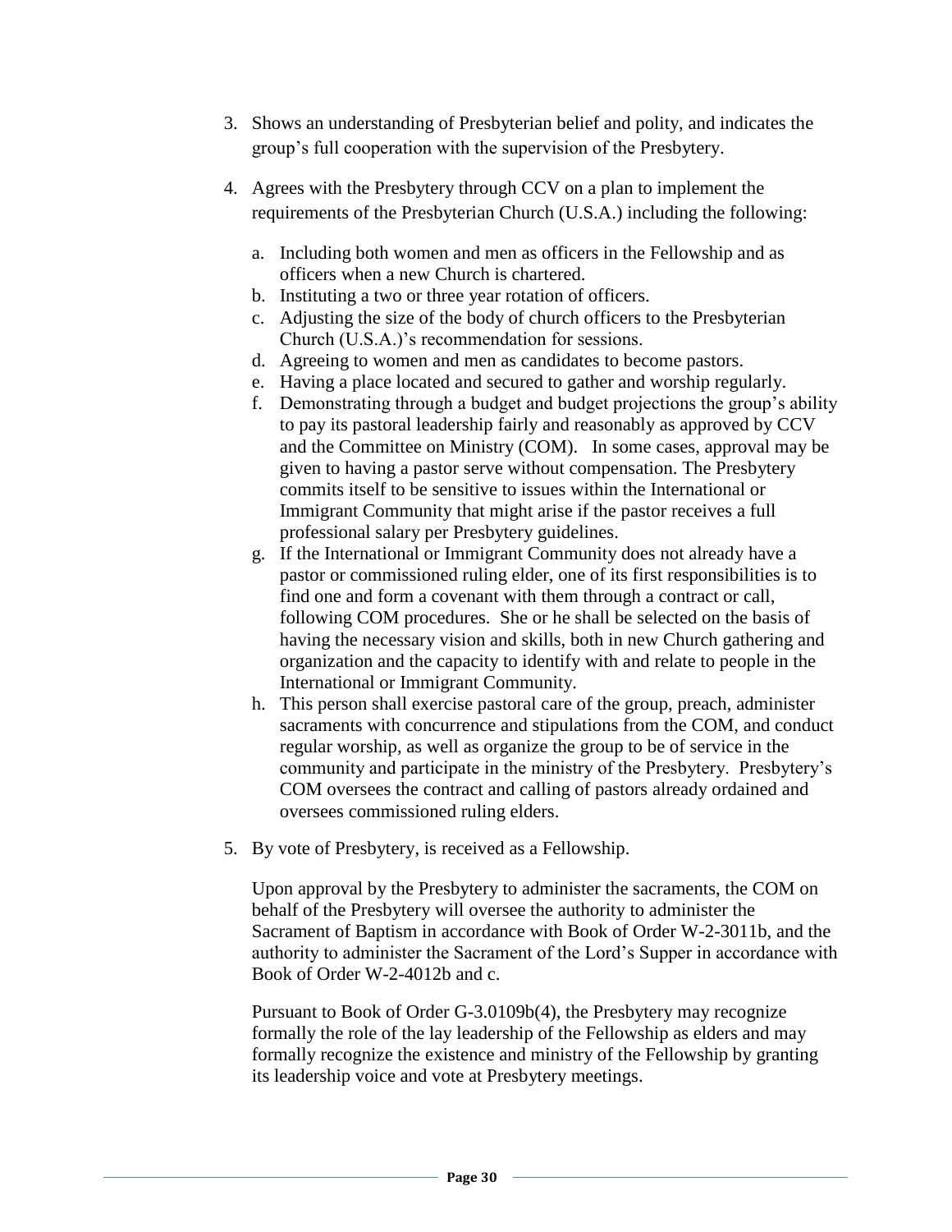3. Shows an understanding of Presbyterian belief and polity, and indicates the group's full cooperation with the supervision of the Presbytery.

4. Agrees with the Presbytery through CCV on a plan to implement the requirements of the Presbyterian Church (U.S.A.) including the following:

   a. Including both women and men as officers in the Fellowship and as officers when a new Church is chartered.
   b. Instituting a two or three year rotation of officers.
   c. Adjusting the size of the body of church officers to the Presbyterian Church (U.S.A.)'s recommendation for sessions.
   d. Agreeing to women and men as candidates to become pastors.
   e. Having a place located and secured to gather and worship regularly.
   f. Demonstrating through a budget and budget projections the group's ability to pay its pastoral leadership fairly and reasonably as approved by CCV and the Committee on Ministry (COM). In some cases, approval may be given to having a pastor serve without compensation. The Presbytery commits itself to be sensitive to issues within the International or Immigrant Community that might arise if the pastor receives a full professional salary per Presbytery guidelines.
   g. If the International or Immigrant Community does not already have a pastor or commissioned ruling elder, one of its first responsibilities is to find one and form a covenant with them through a contract or call, following COM procedures. She or he shall be selected on the basis of having the necessary vision and skills, both in new Church gathering and organization and the capacity to identify with and relate to people in the International or Immigrant Community.
   h. This person shall exercise pastoral care of the group, preach, administer sacraments with concurrence and stipulations from the COM, and conduct regular worship, as well as organize the group to be of service in the community and participate in the ministry of the Presbytery. Presbytery's COM oversees the contract and calling of pastors already ordained and oversees commissioned ruling elders.

5. By vote of Presbytery, is received as a Fellowship.

   Upon approval by the Presbytery to administer the sacraments, the COM on behalf of the Presbytery will oversee the authority to administer the Sacrament of Baptism in accordance with Book of Order W-2-3011b, and the authority to administer the Sacrament of the Lord's Supper in accordance with Book of Order W-2-4012b and c.

   Pursuant to Book of Order G-3.0109b(4), the Presbytery may recognize formally the role of the lay leadership of the Fellowship as elders and may formally recognize the existence and ministry of the Fellowship by granting its leadership voice and vote at Presbytery meetings.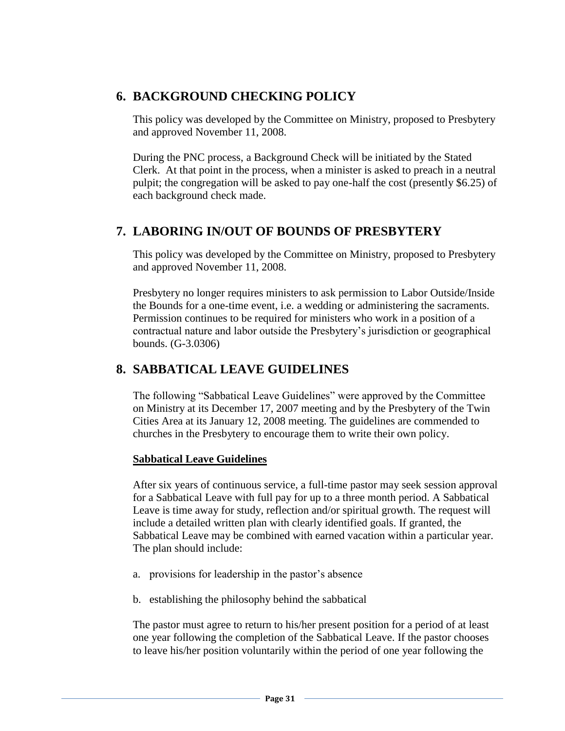## 6. BACKGROUND CHECKING POLICY

This policy was developed by the Committee on Ministry, proposed to Presbytery and approved November 11, 2008.

During the PNC process, a Background Check will be initiated by the Stated Clerk. At that point in the process, when a minister is asked to preach in a neutral pulpit; the congregation will be asked to pay one-half the cost (presently $6.25) of each background check made.

## 7. LABORING IN/OUT OF BOUNDS OF PRESBYTERY

This policy was developed by the Committee on Ministry, proposed to Presbytery and approved November 11, 2008.

Presbytery no longer requires ministers to ask permission to Labor Outside/Inside the Bounds for a one-time event, i.e. a wedding or administering the sacraments. Permission continues to be required for ministers who work in a position of a contractual nature and labor outside the Presbytery's jurisdiction or geographical bounds. (G-3.0306)

## 8. SABBATICAL LEAVE GUIDELINES

The following "Sabbatical Leave Guidelines" were approved by the Committee on Ministry at its December 17, 2007 meeting and by the Presbytery of the Twin Cities Area at its January 12, 2008 meeting. The guidelines are commended to churches in the Presbytery to encourage them to write their own policy.

**Sabbatical Leave Guidelines**

After six years of continuous service, a full-time pastor may seek session approval for a Sabbatical Leave with full pay for up to a three month period. A Sabbatical Leave is time away for study, reflection and/or spiritual growth. The request will include a detailed written plan with clearly identified goals. If granted, the Sabbatical Leave may be combined with earned vacation within a particular year. The plan should include:

a. provisions for leadership in the pastor's absence

b. establishing the philosophy behind the sabbatical

The pastor must agree to return to his/her present position for a period of at least one year following the completion of the Sabbatical Leave. If the pastor chooses to leave his/her position voluntarily within the period of one year following the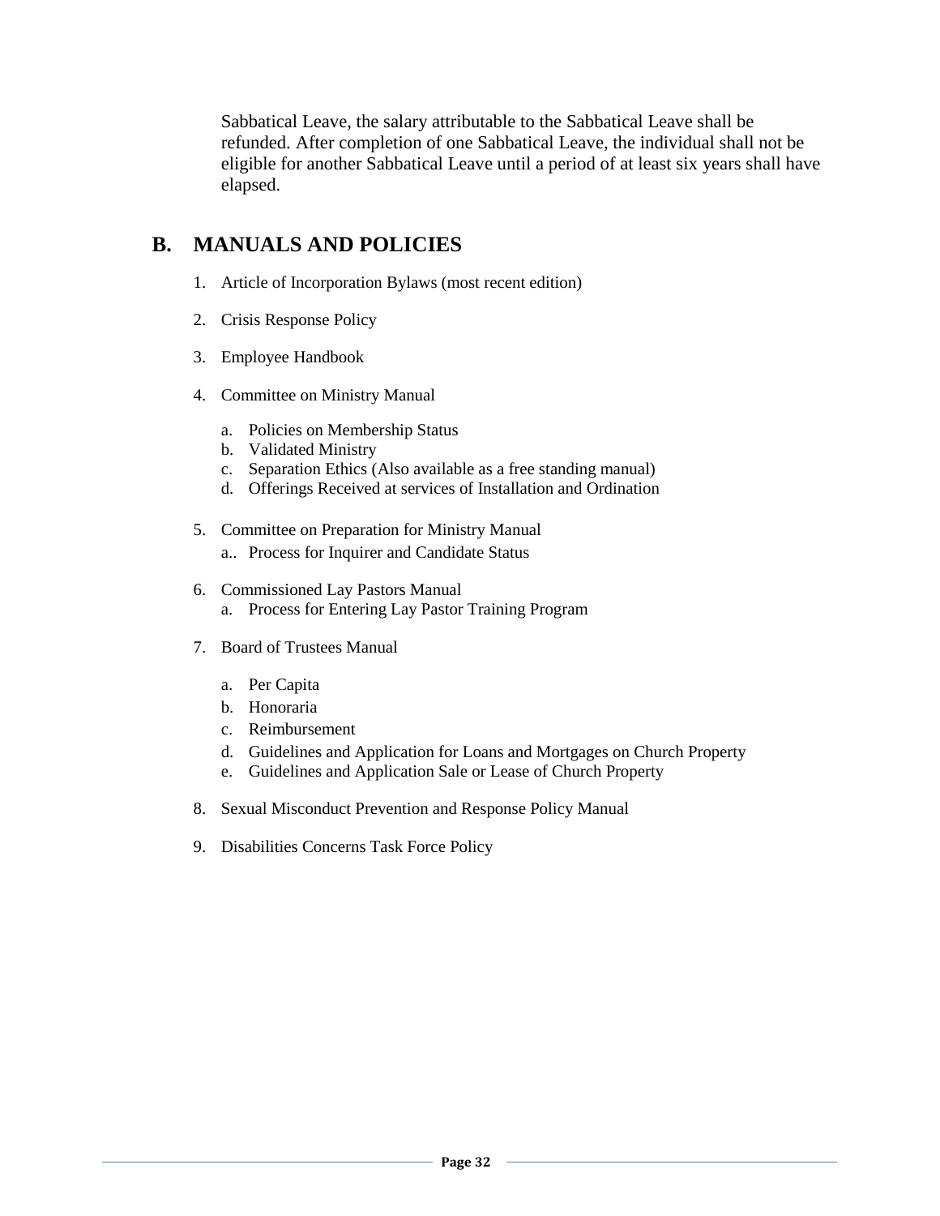Sabbatical Leave, the salary attributable to the Sabbatical Leave shall be refunded. After completion of one Sabbatical Leave, the individual shall not be eligible for another Sabbatical Leave until a period of at least six years shall have elapsed.

## B. MANUALS AND POLICIES

1. Article of Incorporation Bylaws (most recent edition)

2. Crisis Response Policy

3. Employee Handbook

4. Committee on Ministry Manual
   a. Policies on Membership Status
   b. Validated Ministry
   c. Separation Ethics (Also available as a free standing manual)
   d. Offerings Received at services of Installation and Ordination

5. Committee on Preparation for Ministry Manual
   a.. Process for Inquirer and Candidate Status

6. Commissioned Lay Pastors Manual
   a. Process for Entering Lay Pastor Training Program

7. Board of Trustees Manual
   a. Per Capita
   b. Honoraria
   c. Reimbursement
   d. Guidelines and Application for Loans and Mortgages on Church Property
   e. Guidelines and Application Sale or Lease of Church Property

8. Sexual Misconduct Prevention and Response Policy Manual

9. Disabilities Concerns Task Force Policy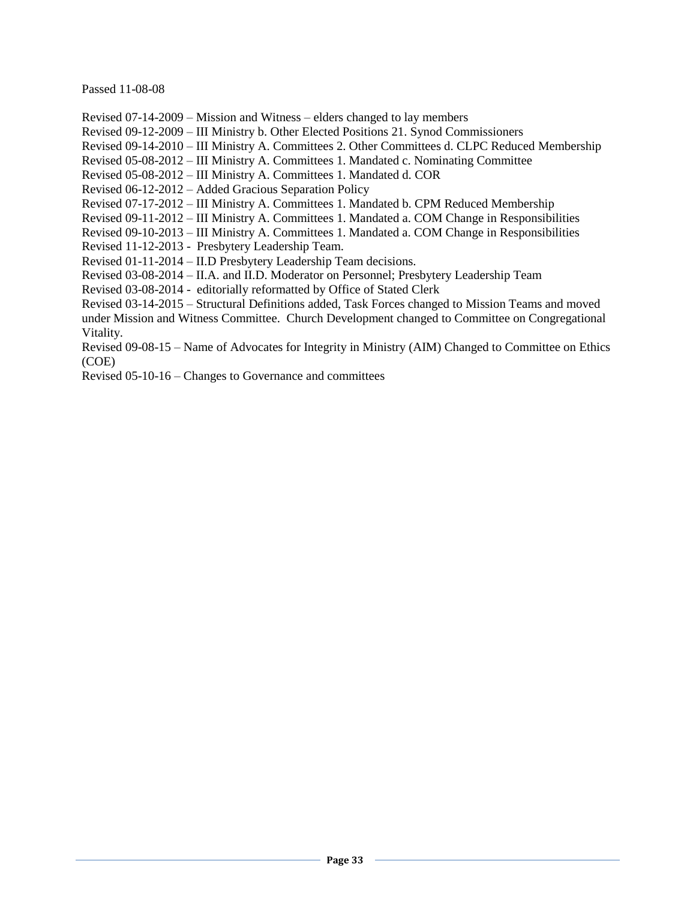Passed 11-08-08

Revised 07-14-2009 – Mission and Witness – elders changed to lay members
Revised 09-12-2009 – III Ministry b. Other Elected Positions 21. Synod Commissioners
Revised 09-14-2010 – III Ministry A. Committees 2. Other Committees d. CLPC Reduced Membership
Revised 05-08-2012 – III Ministry A. Committees 1. Mandated c. Nominating Committee
Revised 05-08-2012 – III Ministry A. Committees 1. Mandated d. COR
Revised 06-12-2012 – Added Gracious Separation Policy
Revised 07-17-2012 – III Ministry A. Committees 1. Mandated b. CPM Reduced Membership
Revised 09-11-2012 – III Ministry A. Committees 1. Mandated a. COM Change in Responsibilities
Revised 09-10-2013 – III Ministry A. Committees 1. Mandated a. COM Change in Responsibilities
Revised 11-12-2013 - Presbytery Leadership Team.
Revised 01-11-2014 – II.D Presbytery Leadership Team decisions.
Revised 03-08-2014 – II.A. and II.D. Moderator on Personnel; Presbytery Leadership Team
Revised 03-08-2014 - editorially reformatted by Office of Stated Clerk
Revised 03-14-2015 – Structural Definitions added, Task Forces changed to Mission Teams and moved under Mission and Witness Committee. Church Development changed to Committee on Congregational Vitality.
Revised 09-08-15 – Name of Advocates for Integrity in Ministry (AIM) Changed to Committee on Ethics (COE)
Revised 05-10-16 – Changes to Governance and committees